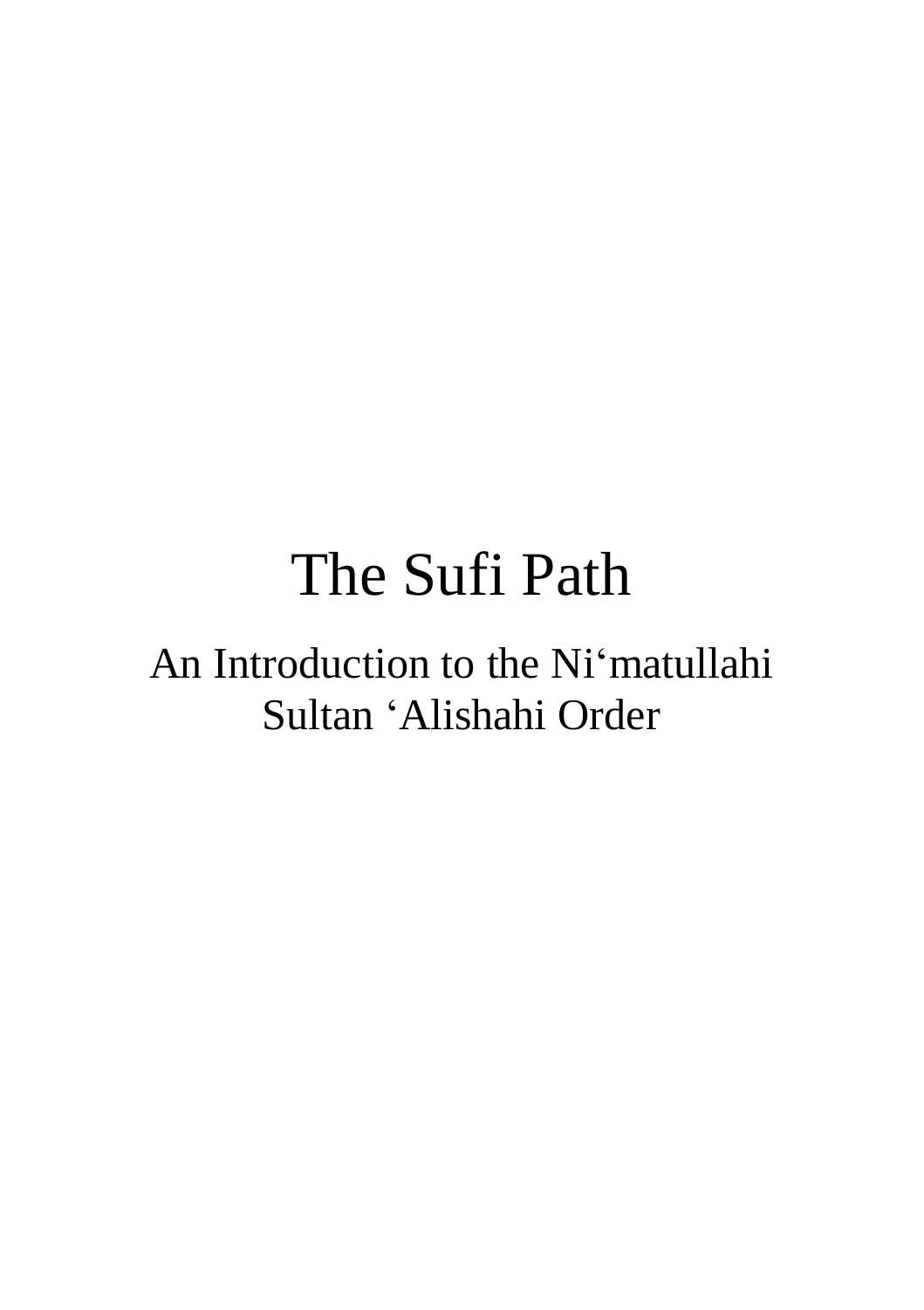# The Sufi Path

## An Introduction to the Ni‘matullahi Sultan ‘Alishahi Order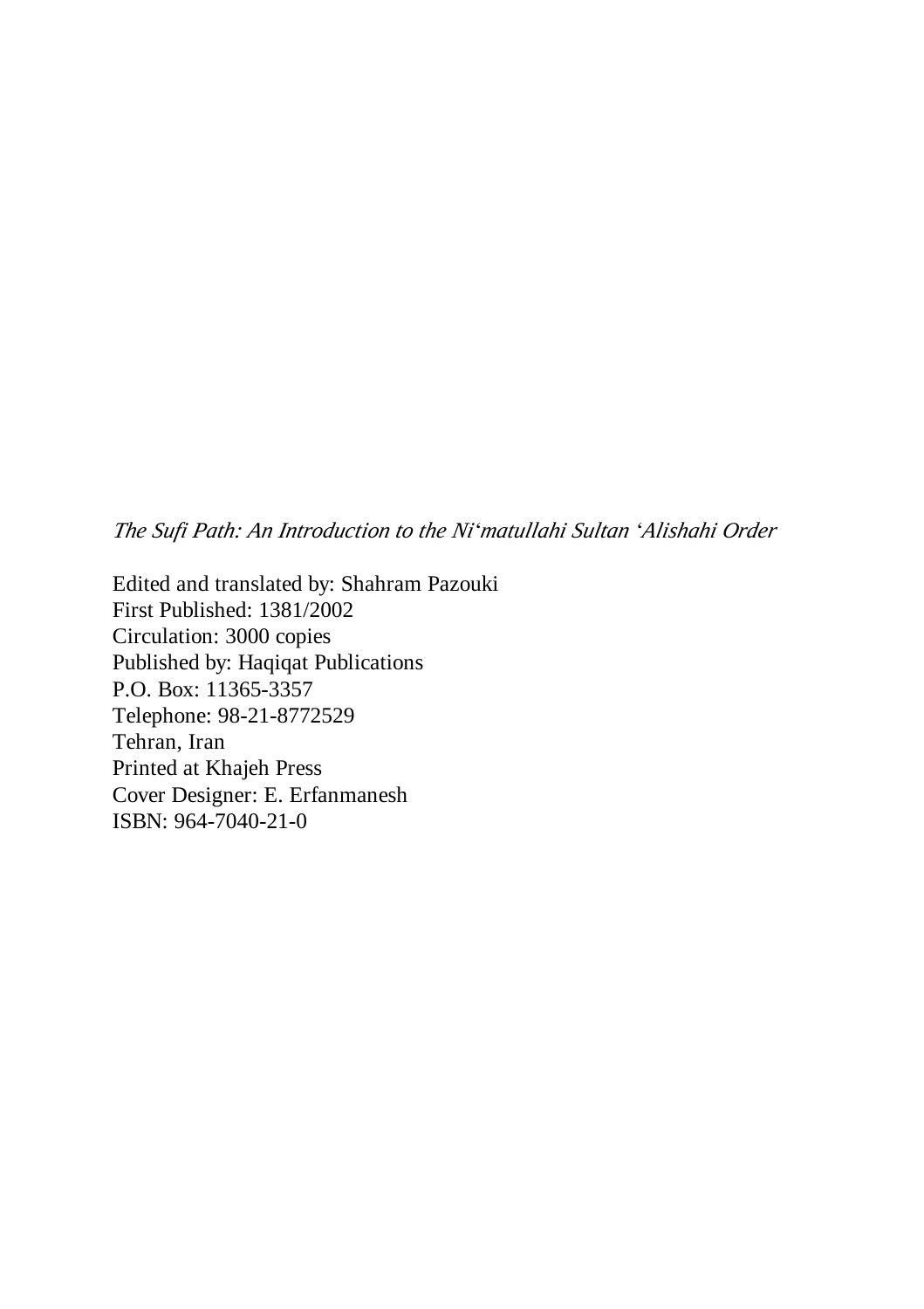*The Sufi Path: An Introduction to the Ni'matullahi Sultan 'Alishahi Order*

Edited and translated by: Shahram Pazouki
First Published: 1381/2002
Circulation: 3000 copies
Published by: Haqiqat Publications
P.O. Box: 11365-3357
Telephone: 98-21-8772529
Tehran, Iran
Printed at Khajeh Press
Cover Designer: E. Erfanmanesh
ISBN: 964-7040-21-0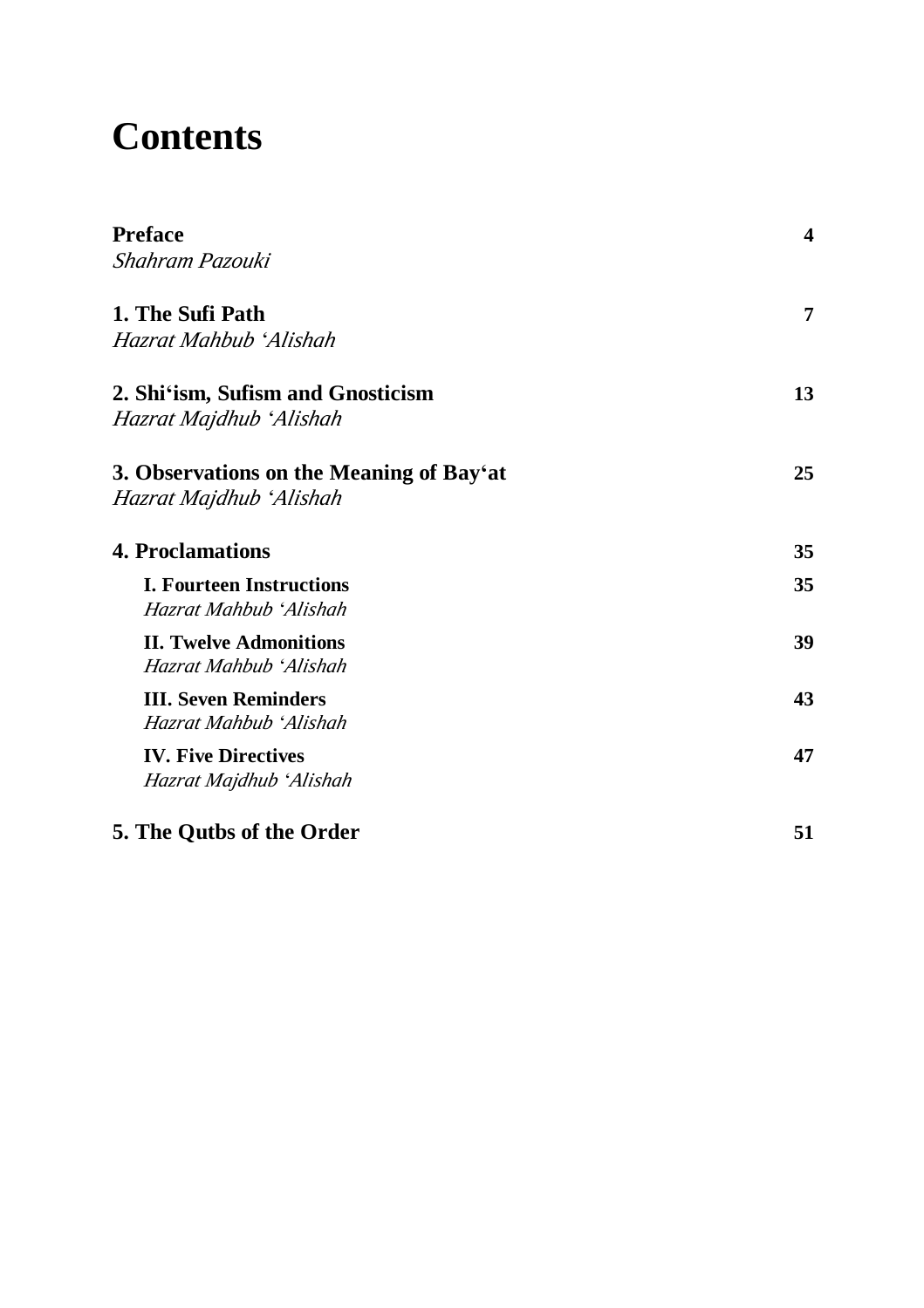# Contents

**Preface** **4**
*Shahram Pazouki*

**1. The Sufi Path** **7**
*Hazrat Mahbub ʻAlishah*

**2. Shiʻism, Sufism and Gnosticism** **13**
*Hazrat Majdhub ʻAlishah*

**3. Observations on the Meaning of Bayʻat** **25**
*Hazrat Majdhub ʻAlishah*

**4. Proclamations** **35**

- **I. Fourteen Instructions** **35**
  *Hazrat Mahbub ʻAlishah*
- **II. Twelve Admonitions** **39**
  *Hazrat Mahbub ʻAlishah*
- **III. Seven Reminders** **43**
  *Hazrat Mahbub ʻAlishah*
- **IV. Five Directives** **47**
  *Hazrat Majdhub ʻAlishah*

**5. The Qutbs of the Order** **51**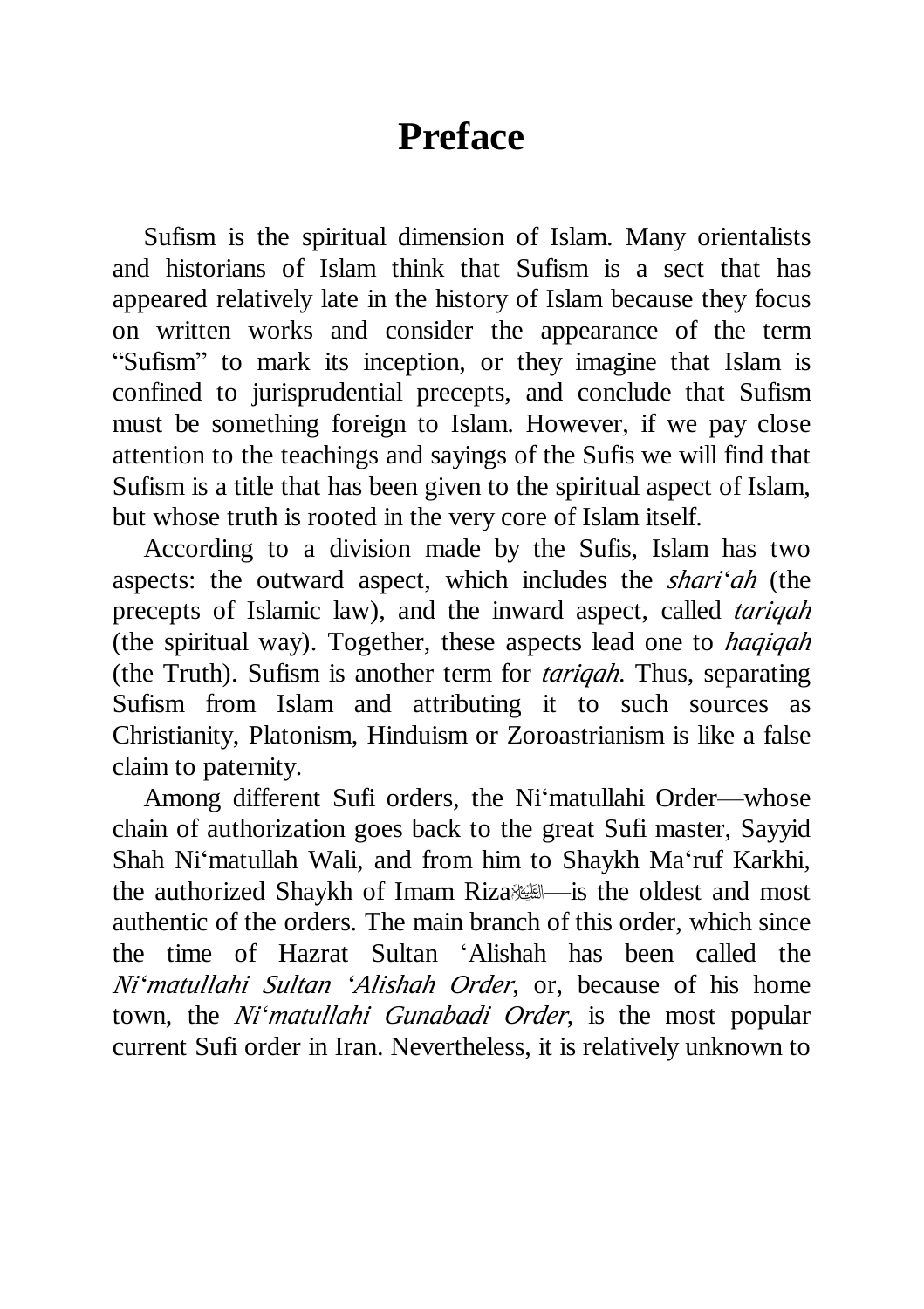# Preface

Sufism is the spiritual dimension of Islam. Many orientalists and historians of Islam think that Sufism is a sect that has appeared relatively late in the history of Islam because they focus on written works and consider the appearance of the term "Sufism" to mark its inception, or they imagine that Islam is confined to jurisprudential precepts, and conclude that Sufism must be something foreign to Islam. However, if we pay close attention to the teachings and sayings of the Sufis we will find that Sufism is a title that has been given to the spiritual aspect of Islam, but whose truth is rooted in the very core of Islam itself.

According to a division made by the Sufis, Islam has two aspects: the outward aspect, which includes the *shari'ah* (the precepts of Islamic law), and the inward aspect, called *tariqah* (the spiritual way). Together, these aspects lead one to *haqiqah* (the Truth). Sufism is another term for *tariqah*. Thus, separating Sufism from Islam and attributing it to such sources as Christianity, Platonism, Hinduism or Zoroastrianism is like a false claim to paternity.

Among different Sufi orders, the Ni'matullahi Order—whose chain of authorization goes back to the great Sufi master, Sayyid Shah Ni'matullah Wali, and from him to Shaykh Ma'ruf Karkhi, the authorized Shaykh of Imam Riza عليه السلام—is the oldest and most authentic of the orders. The main branch of this order, which since the time of Hazrat Sultan 'Alishah has been called the *Ni'matullahi Sultan 'Alishah Order*, or, because of his home town, the *Ni'matullahi Gunabadi Order*, is the most popular current Sufi order in Iran. Nevertheless, it is relatively unknown to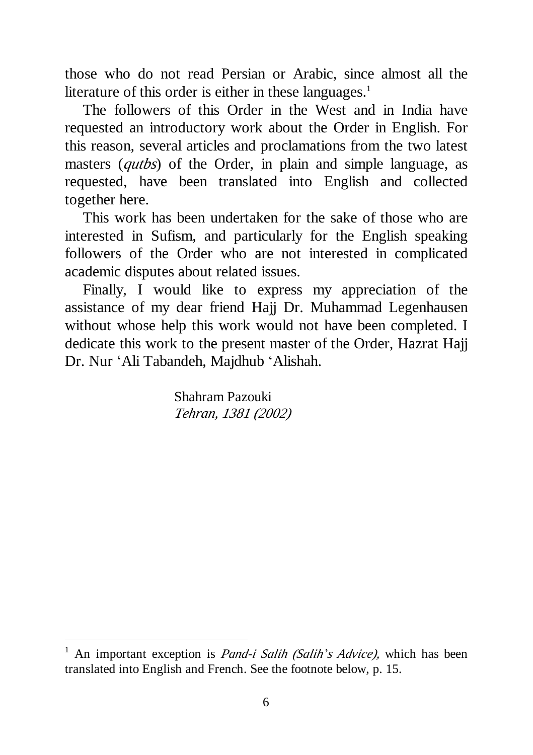those who do not read Persian or Arabic, since almost all the literature of this order is either in these languages.[1]

The followers of this Order in the West and in India have requested an introductory work about the Order in English. For this reason, several articles and proclamations from the two latest masters (*qutbs*) of the Order, in plain and simple language, as requested, have been translated into English and collected together here.

This work has been undertaken for the sake of those who are interested in Sufism, and particularly for the English speaking followers of the Order who are not interested in complicated academic disputes about related issues.

Finally, I would like to express my appreciation of the assistance of my dear friend Hajj Dr. Muhammad Legenhausen without whose help this work would not have been completed. I dedicate this work to the present master of the Order, Hazrat Hajj Dr. Nur ʻAli Tabandeh, Majdhub ʻAlishah.

Shahram Pazouki
*Tehran, 1381 (2002)*

---

[1] An important exception is *Pand-i Salih (Salih's Advice),* which has been translated into English and French. See the footnote below, p. 15.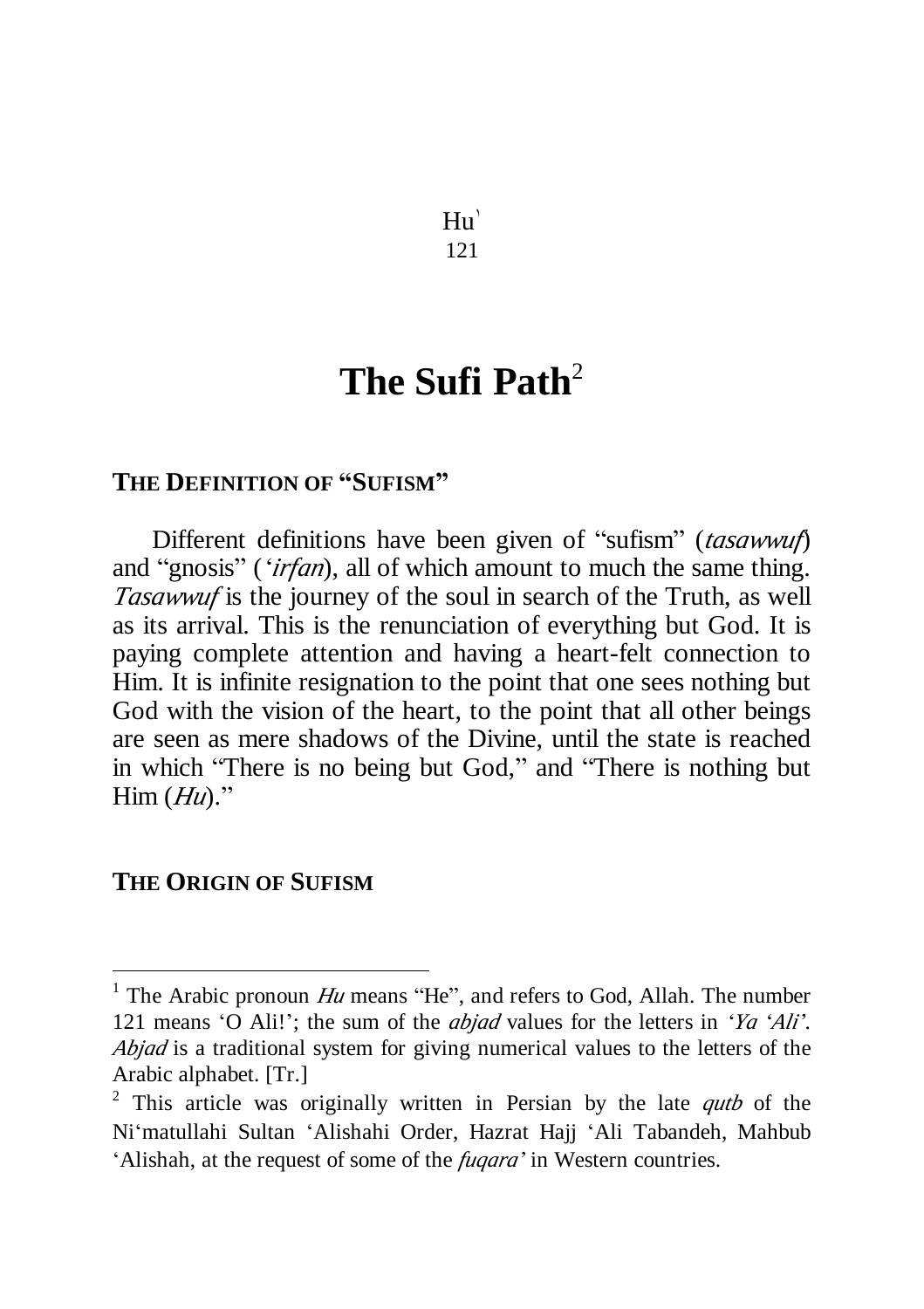Hu[1]

121

# The Sufi Path[2]

## THE DEFINITION OF "SUFISM"

Different definitions have been given of "sufism" (*tasawwuf*) and "gnosis" (*'irfan*), all of which amount to much the same thing. *Tasawwuf* is the journey of the soul in search of the Truth, as well as its arrival. This is the renunciation of everything but God. It is paying complete attention and having a heart-felt connection to Him. It is infinite resignation to the point that one sees nothing but God with the vision of the heart, to the point that all other beings are seen as mere shadows of the Divine, until the state is reached in which "There is no being but God," and "There is nothing but Him (*Hu*)."

## THE ORIGIN OF SUFISM

---

[1] The Arabic pronoun *Hu* means "He", and refers to God, Allah. The number 121 means 'O Ali!'; the sum of the *abjad* values for the letters in '*Ya 'Ali*'. *Abjad* is a traditional system for giving numerical values to the letters of the Arabic alphabet. [Tr.]

[2] This article was originally written in Persian by the late *qutb* of the Ni'matullahi Sultan 'Alishahi Order, Hazrat Hajj 'Ali Tabandeh, Mahbub 'Alishah, at the request of some of the *fuqara'* in Western countries.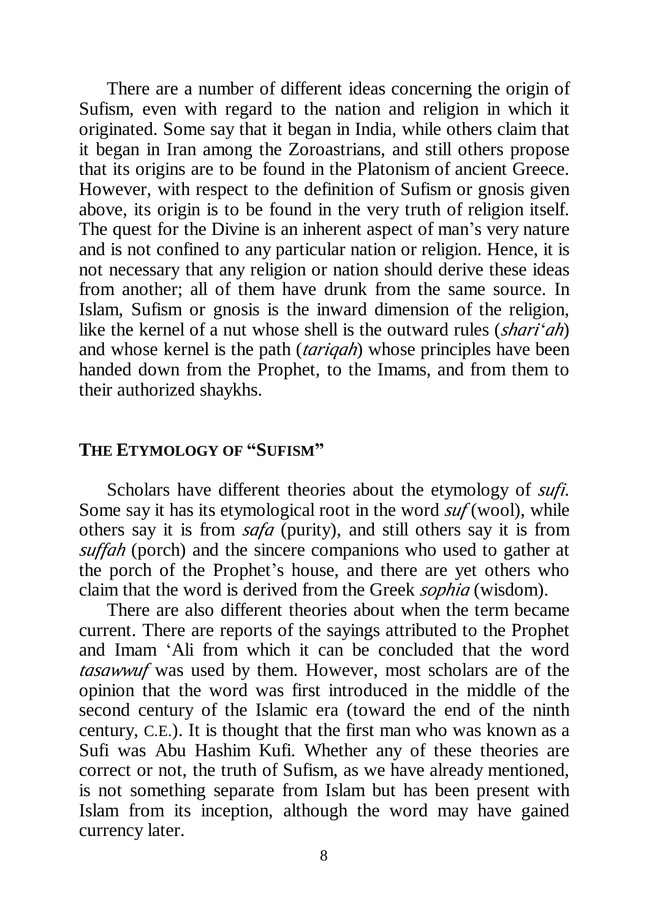There are a number of different ideas concerning the origin of Sufism, even with regard to the nation and religion in which it originated. Some say that it began in India, while others claim that it began in Iran among the Zoroastrians, and still others propose that its origins are to be found in the Platonism of ancient Greece. However, with respect to the definition of Sufism or gnosis given above, its origin is to be found in the very truth of religion itself. The quest for the Divine is an inherent aspect of man's very nature and is not confined to any particular nation or religion. Hence, it is not necessary that any religion or nation should derive these ideas from another; all of them have drunk from the same source. In Islam, Sufism or gnosis is the inward dimension of the religion, like the kernel of a nut whose shell is the outward rules (*shari'ah*) and whose kernel is the path (*tariqah*) whose principles have been handed down from the Prophet, to the Imams, and from them to their authorized shaykhs.

## THE ETYMOLOGY OF "SUFISM"

Scholars have different theories about the etymology of *sufi*. Some say it has its etymological root in the word *suf* (wool), while others say it is from *safa* (purity), and still others say it is from *suffah* (porch) and the sincere companions who used to gather at the porch of the Prophet's house, and there are yet others who claim that the word is derived from the Greek *sophia* (wisdom).

There are also different theories about when the term became current. There are reports of the sayings attributed to the Prophet and Imam 'Ali from which it can be concluded that the word *tasawwuf* was used by them. However, most scholars are of the opinion that the word was first introduced in the middle of the second century of the Islamic era (toward the end of the ninth century, C.E.). It is thought that the first man who was known as a Sufi was Abu Hashim Kufi. Whether any of these theories are correct or not, the truth of Sufism, as we have already mentioned, is not something separate from Islam but has been present with Islam from its inception, although the word may have gained currency later.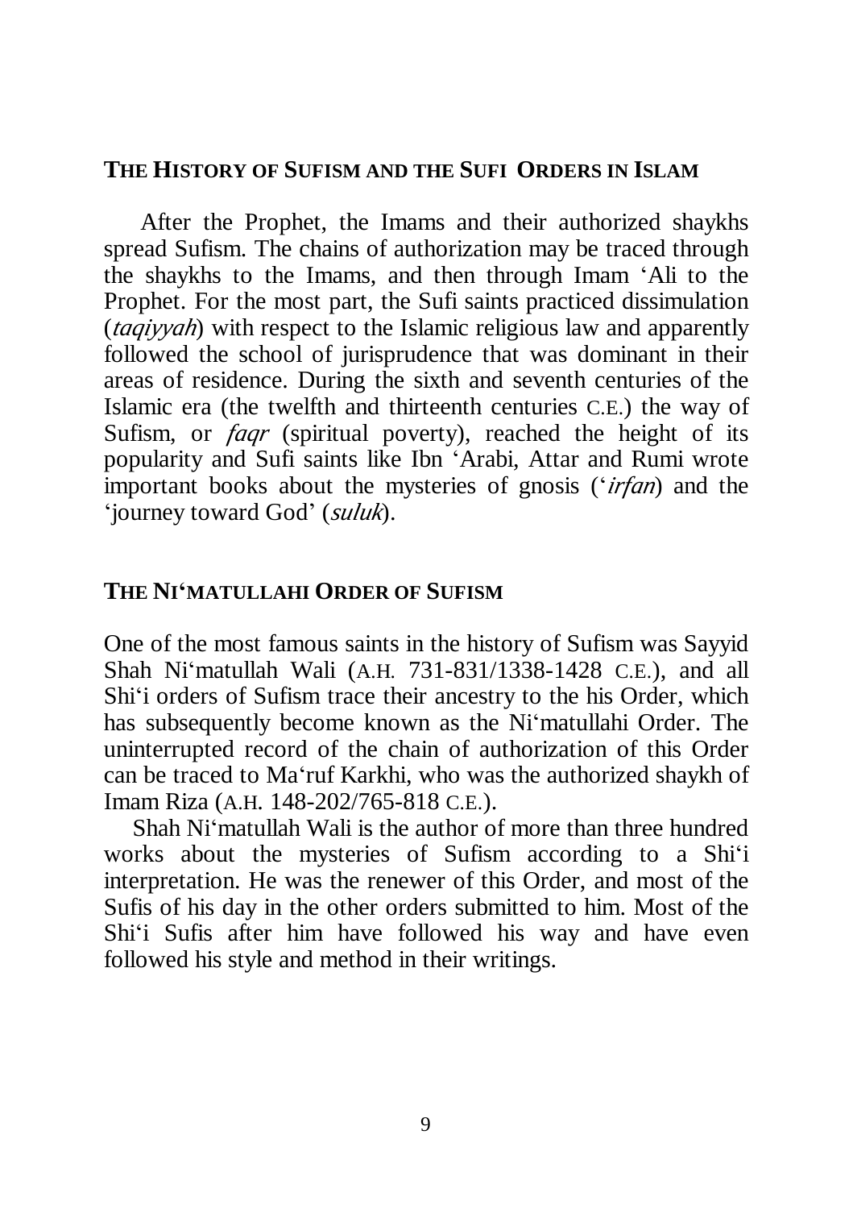## The History of Sufism and the Sufi Orders in Islam

After the Prophet, the Imams and their authorized shaykhs spread Sufism. The chains of authorization may be traced through the shaykhs to the Imams, and then through Imam ʻAli to the Prophet. For the most part, the Sufi saints practiced dissimulation (*taqiyyah*) with respect to the Islamic religious law and apparently followed the school of jurisprudence that was dominant in their areas of residence. During the sixth and seventh centuries of the Islamic era (the twelfth and thirteenth centuries C.E.) the way of Sufism, or *faqr* (spiritual poverty), reached the height of its popularity and Sufi saints like Ibn ʻArabi, Attar and Rumi wrote important books about the mysteries of gnosis (*ʻirfan*) and the 'journey toward God' (*suluk*).

## The Niʻmatullahi Order of Sufism

One of the most famous saints in the history of Sufism was Sayyid Shah Niʻmatullah Wali (A.H. 731-831/1338-1428 C.E.), and all Shiʻi orders of Sufism trace their ancestry to the his Order, which has subsequently become known as the Niʻmatullahi Order. The uninterrupted record of the chain of authorization of this Order can be traced to Maʻruf Karkhi, who was the authorized shaykh of Imam Riza (A.H. 148-202/765-818 C.E.).

Shah Niʻmatullah Wali is the author of more than three hundred works about the mysteries of Sufism according to a Shiʻi interpretation. He was the renewer of this Order, and most of the Sufis of his day in the other orders submitted to him. Most of the Shiʻi Sufis after him have followed his way and have even followed his style and method in their writings.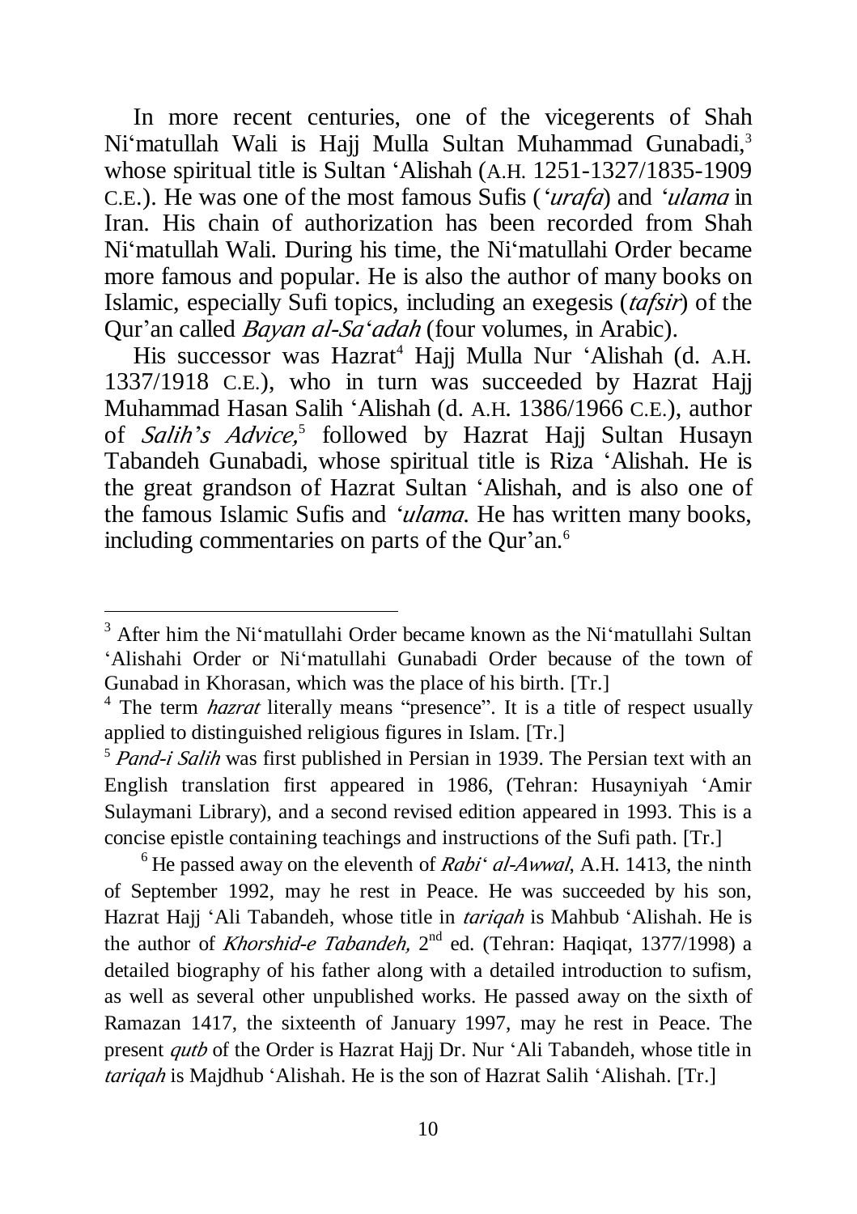In more recent centuries, one of the vicegerents of Shah Ni'matullah Wali is Hajj Mulla Sultan Muhammad Gunabadi,[3] whose spiritual title is Sultan 'Alishah (A.H. 1251-1327/1835-1909 C.E.). He was one of the most famous Sufis (*'urafa*) and *'ulama* in Iran. His chain of authorization has been recorded from Shah Ni'matullah Wali. During his time, the Ni'matullahi Order became more famous and popular. He is also the author of many books on Islamic, especially Sufi topics, including an exegesis (*tafsir*) of the Qur'an called *Bayan al-Sa'adah* (four volumes, in Arabic).

His successor was Hazrat[4] Hajj Mulla Nur 'Alishah (d. A.H. 1337/1918 C.E.), who in turn was succeeded by Hazrat Hajj Muhammad Hasan Salih 'Alishah (d. A.H. 1386/1966 C.E.), author of *Salih's Advice,*[5] followed by Hazrat Hajj Sultan Husayn Tabandeh Gunabadi, whose spiritual title is Riza 'Alishah. He is the great grandson of Hazrat Sultan 'Alishah, and is also one of the famous Islamic Sufis and *'ulama*. He has written many books, including commentaries on parts of the Qur'an.[6]

---

[3] After him the Ni'matullahi Order became known as the Ni'matullahi Sultan 'Alishahi Order or Ni'matullahi Gunabadi Order because of the town of Gunabad in Khorasan, which was the place of his birth. [Tr.]

[4] The term *hazrat* literally means "presence". It is a title of respect usually applied to distinguished religious figures in Islam. [Tr.]

[5] *Pand-i Salih* was first published in Persian in 1939. The Persian text with an English translation first appeared in 1986, (Tehran: Husayniyah 'Amir Sulaymani Library), and a second revised edition appeared in 1993. This is a concise epistle containing teachings and instructions of the Sufi path. [Tr.]

[6] He passed away on the eleventh of *Rabi' al-Awwal*, A.H. 1413, the ninth of September 1992, may he rest in Peace. He was succeeded by his son, Hazrat Hajj 'Ali Tabandeh, whose title in *tariqah* is Mahbub 'Alishah. He is the author of *Khorshid-e Tabandeh,* 2nd ed. (Tehran: Haqiqat, 1377/1998) a detailed biography of his father along with a detailed introduction to sufism, as well as several other unpublished works. He passed away on the sixth of Ramazan 1417, the sixteenth of January 1997, may he rest in Peace. The present *qutb* of the Order is Hazrat Hajj Dr. Nur 'Ali Tabandeh, whose title in *tariqah* is Majdhub 'Alishah. He is the son of Hazrat Salih 'Alishah. [Tr.]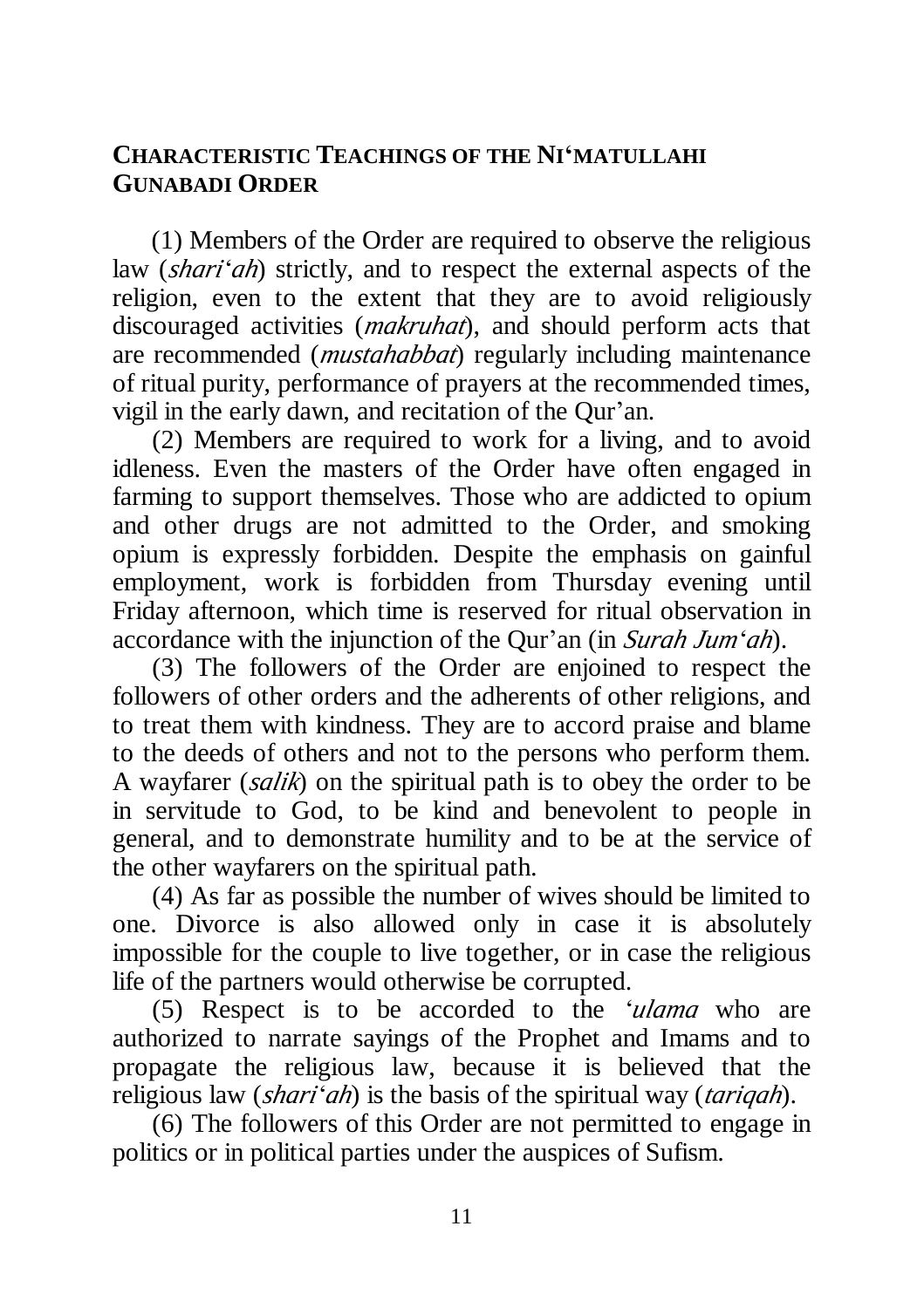## Characteristic Teachings of the Ni'matullahi Gunabadi Order

(1) Members of the Order are required to observe the religious law (*shari'ah*) strictly, and to respect the external aspects of the religion, even to the extent that they are to avoid religiously discouraged activities (*makruhat*), and should perform acts that are recommended (*mustahabbat*) regularly including maintenance of ritual purity, performance of prayers at the recommended times, vigil in the early dawn, and recitation of the Qur'an.

(2) Members are required to work for a living, and to avoid idleness. Even the masters of the Order have often engaged in farming to support themselves. Those who are addicted to opium and other drugs are not admitted to the Order, and smoking opium is expressly forbidden. Despite the emphasis on gainful employment, work is forbidden from Thursday evening until Friday afternoon, which time is reserved for ritual observation in accordance with the injunction of the Qur'an (in *Surah Jum'ah*).

(3) The followers of the Order are enjoined to respect the followers of other orders and the adherents of other religions, and to treat them with kindness. They are to accord praise and blame to the deeds of others and not to the persons who perform them. A wayfarer (*salik*) on the spiritual path is to obey the order to be in servitude to God, to be kind and benevolent to people in general, and to demonstrate humility and to be at the service of the other wayfarers on the spiritual path.

(4) As far as possible the number of wives should be limited to one. Divorce is also allowed only in case it is absolutely impossible for the couple to live together, or in case the religious life of the partners would otherwise be corrupted.

(5) Respect is to be accorded to the *'ulama* who are authorized to narrate sayings of the Prophet and Imams and to propagate the religious law, because it is believed that the religious law (*shari'ah*) is the basis of the spiritual way (*tariqah*).

(6) The followers of this Order are not permitted to engage in politics or in political parties under the auspices of Sufism.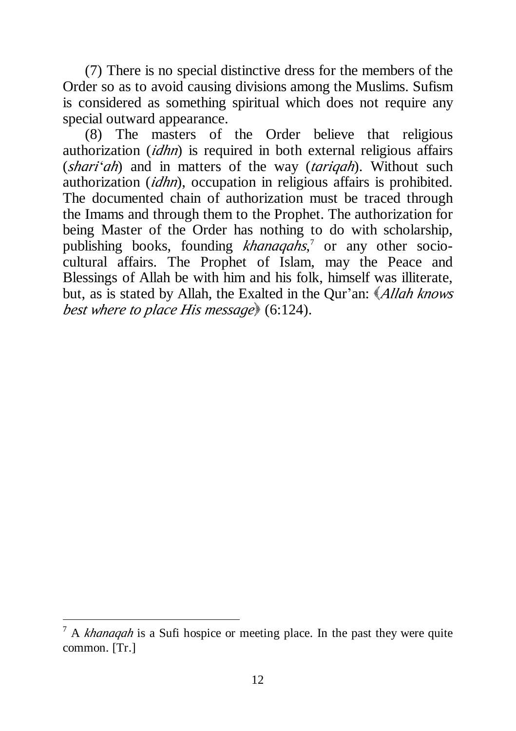(7) There is no special distinctive dress for the members of the Order so as to avoid causing divisions among the Muslims. Sufism is considered as something spiritual which does not require any special outward appearance.

(8) The masters of the Order believe that religious authorization (*idhn*) is required in both external religious affairs (*shari'ah*) and in matters of the way (*tariqah*). Without such authorization (*idhn*), occupation in religious affairs is prohibited. The documented chain of authorization must be traced through the Imams and through them to the Prophet. The authorization for being Master of the Order has nothing to do with scholarship, publishing books, founding *khanaqahs*,[7] or any other socio-cultural affairs. The Prophet of Islam, may the Peace and Blessings of Allah be with him and his folk, himself was illiterate, but, as is stated by Allah, the Exalted in the Qur'an: ﴾*Allah knows best where to place His message*﴿ (6:124).

---

[7] A *khanaqah* is a Sufi hospice or meeting place. In the past they were quite common. [Tr.]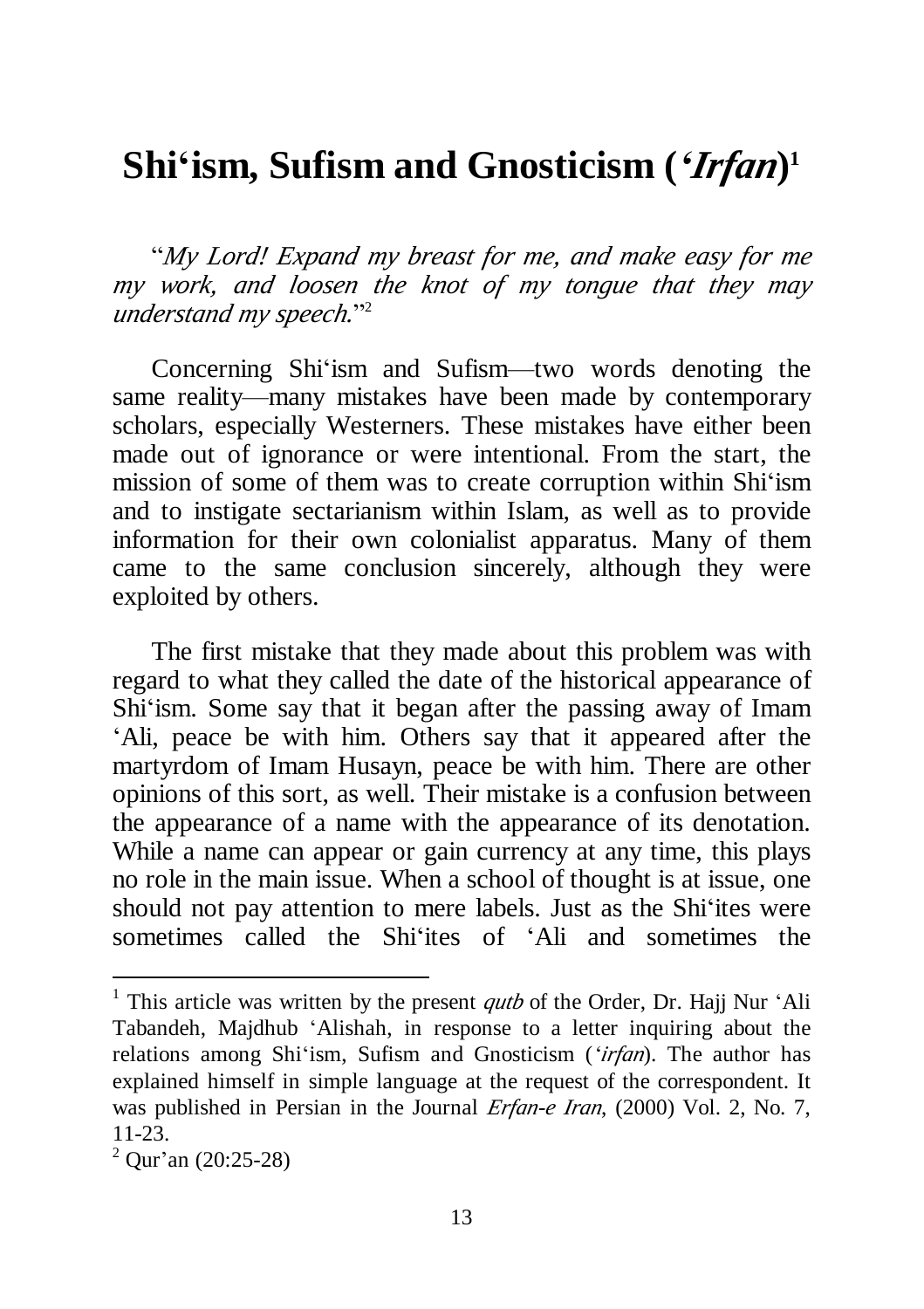# Shi'ism, Sufism and Gnosticism (*'Irfan*)[1]

"*My Lord! Expand my breast for me, and make easy for me my work, and loosen the knot of my tongue that they may understand my speech.*"[2]

Concerning Shi'ism and Sufism—two words denoting the same reality—many mistakes have been made by contemporary scholars, especially Westerners. These mistakes have either been made out of ignorance or were intentional. From the start, the mission of some of them was to create corruption within Shi'ism and to instigate sectarianism within Islam, as well as to provide information for their own colonialist apparatus. Many of them came to the same conclusion sincerely, although they were exploited by others.

The first mistake that they made about this problem was with regard to what they called the date of the historical appearance of Shi'ism. Some say that it began after the passing away of Imam 'Ali, peace be with him. Others say that it appeared after the martyrdom of Imam Husayn, peace be with him. There are other opinions of this sort, as well. Their mistake is a confusion between the appearance of a name with the appearance of its denotation. While a name can appear or gain currency at any time, this plays no role in the main issue. When a school of thought is at issue, one should not pay attention to mere labels. Just as the Shi'ites were sometimes called the Shi'ites of 'Ali and sometimes the

---

[1] This article was written by the present *qutb* of the Order, Dr. Hajj Nur 'Ali Tabandeh, Majdhub 'Alishah, in response to a letter inquiring about the relations among Shi'ism, Sufism and Gnosticism (*'irfan*). The author has explained himself in simple language at the request of the correspondent. It was published in Persian in the Journal *Erfan-e Iran*, (2000) Vol. 2, No. 7, 11-23.

[2] Qur'an (20:25-28)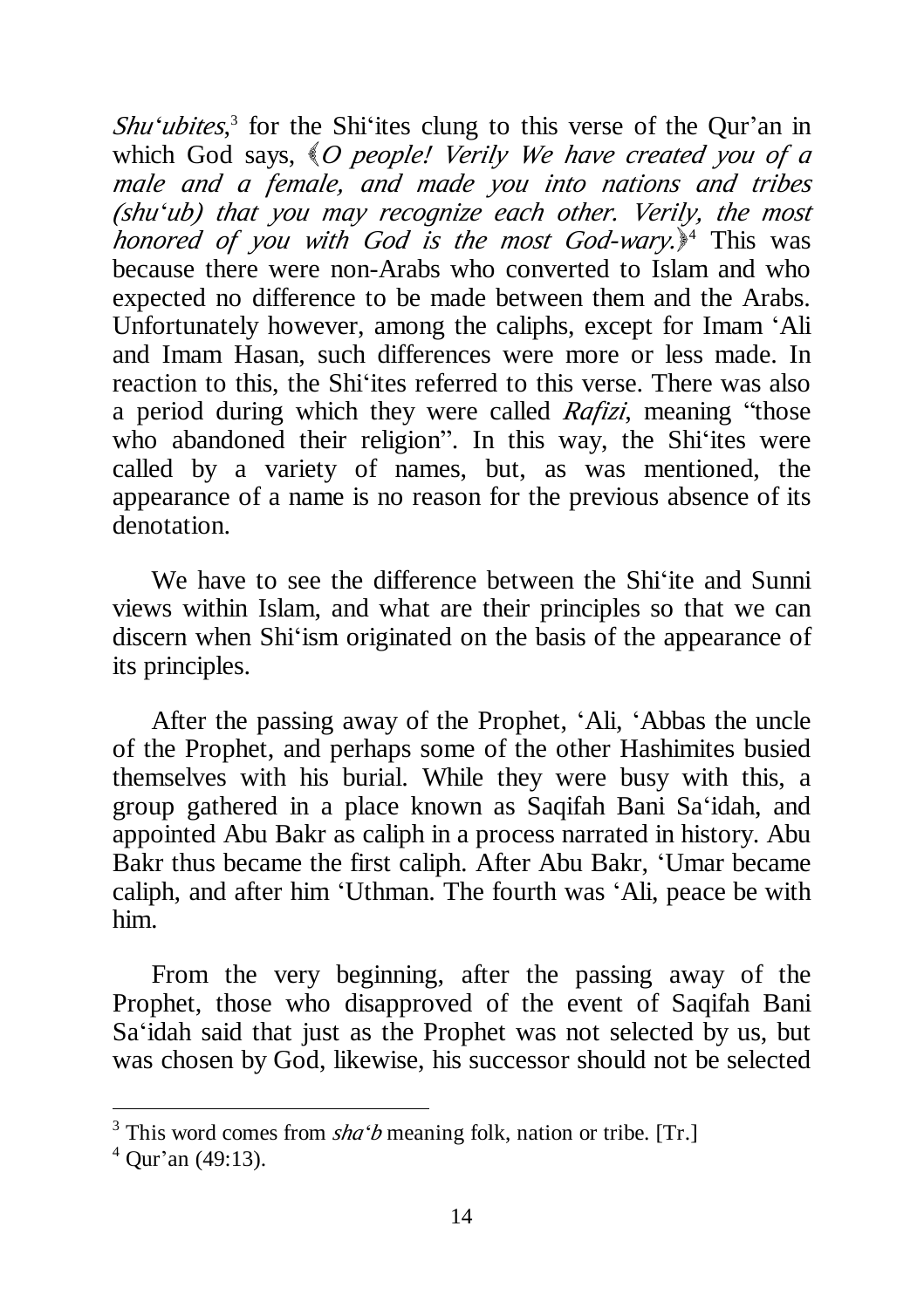*Shu'ubites*,[3] for the Shi'ites clung to this verse of the Qur'an in which God says, ﴾*O people! Verily We have created you of a male and a female, and made you into nations and tribes (shu'ub) that you may recognize each other. Verily, the most honored of you with God is the most God-wary.*﴿[4] This was because there were non-Arabs who converted to Islam and who expected no difference to be made between them and the Arabs. Unfortunately however, among the caliphs, except for Imam 'Ali and Imam Hasan, such differences were more or less made. In reaction to this, the Shi'ites referred to this verse. There was also a period during which they were called *Rafizi*, meaning "those who abandoned their religion". In this way, the Shi'ites were called by a variety of names, but, as was mentioned, the appearance of a name is no reason for the previous absence of its denotation.

We have to see the difference between the Shi'ite and Sunni views within Islam, and what are their principles so that we can discern when Shi'ism originated on the basis of the appearance of its principles.

After the passing away of the Prophet, 'Ali, 'Abbas the uncle of the Prophet, and perhaps some of the other Hashimites busied themselves with his burial. While they were busy with this, a group gathered in a place known as Saqifah Bani Sa'idah, and appointed Abu Bakr as caliph in a process narrated in history. Abu Bakr thus became the first caliph. After Abu Bakr, 'Umar became caliph, and after him 'Uthman. The fourth was 'Ali, peace be with him.

From the very beginning, after the passing away of the Prophet, those who disapproved of the event of Saqifah Bani Sa'idah said that just as the Prophet was not selected by us, but was chosen by God, likewise, his successor should not be selected

---

[3] This word comes from *sha'b* meaning folk, nation or tribe. [Tr.]

[4] Qur'an (49:13).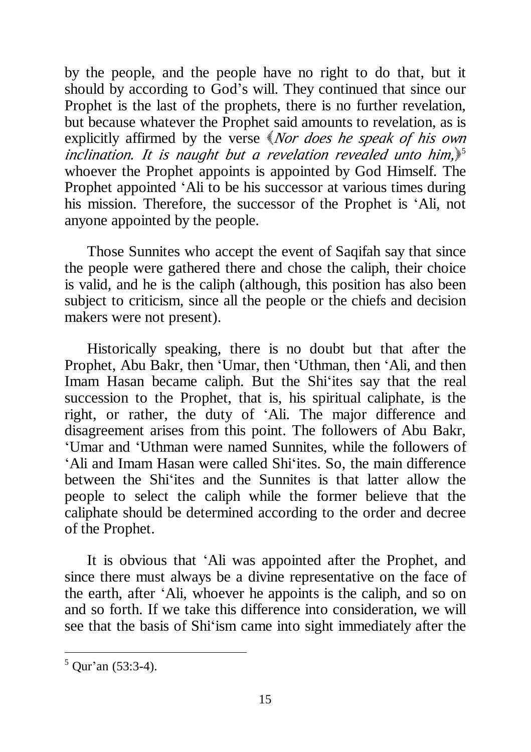by the people, and the people have no right to do that, but it should by according to God's will. They continued that since our Prophet is the last of the prophets, there is no further revelation, but because whatever the Prophet said amounts to revelation, as is explicitly affirmed by the verse ﴿*Nor does he speak of his own inclination. It is naught but a revelation revealed unto him,*﴾[5] whoever the Prophet appoints is appointed by God Himself. The Prophet appointed 'Ali to be his successor at various times during his mission. Therefore, the successor of the Prophet is 'Ali, not anyone appointed by the people.

Those Sunnites who accept the event of Saqifah say that since the people were gathered there and chose the caliph, their choice is valid, and he is the caliph (although, this position has also been subject to criticism, since all the people or the chiefs and decision makers were not present).

Historically speaking, there is no doubt but that after the Prophet, Abu Bakr, then 'Umar, then 'Uthman, then 'Ali, and then Imam Hasan became caliph. But the Shi'ites say that the real succession to the Prophet, that is, his spiritual caliphate, is the right, or rather, the duty of 'Ali. The major difference and disagreement arises from this point. The followers of Abu Bakr, 'Umar and 'Uthman were named Sunnites, while the followers of 'Ali and Imam Hasan were called Shi'ites. So, the main difference between the Shi'ites and the Sunnites is that latter allow the people to select the caliph while the former believe that the caliphate should be determined according to the order and decree of the Prophet.

It is obvious that 'Ali was appointed after the Prophet, and since there must always be a divine representative on the face of the earth, after 'Ali, whoever he appoints is the caliph, and so on and so forth. If we take this difference into consideration, we will see that the basis of Shi'ism came into sight immediately after the

---

[5] Qur'an (53:3-4).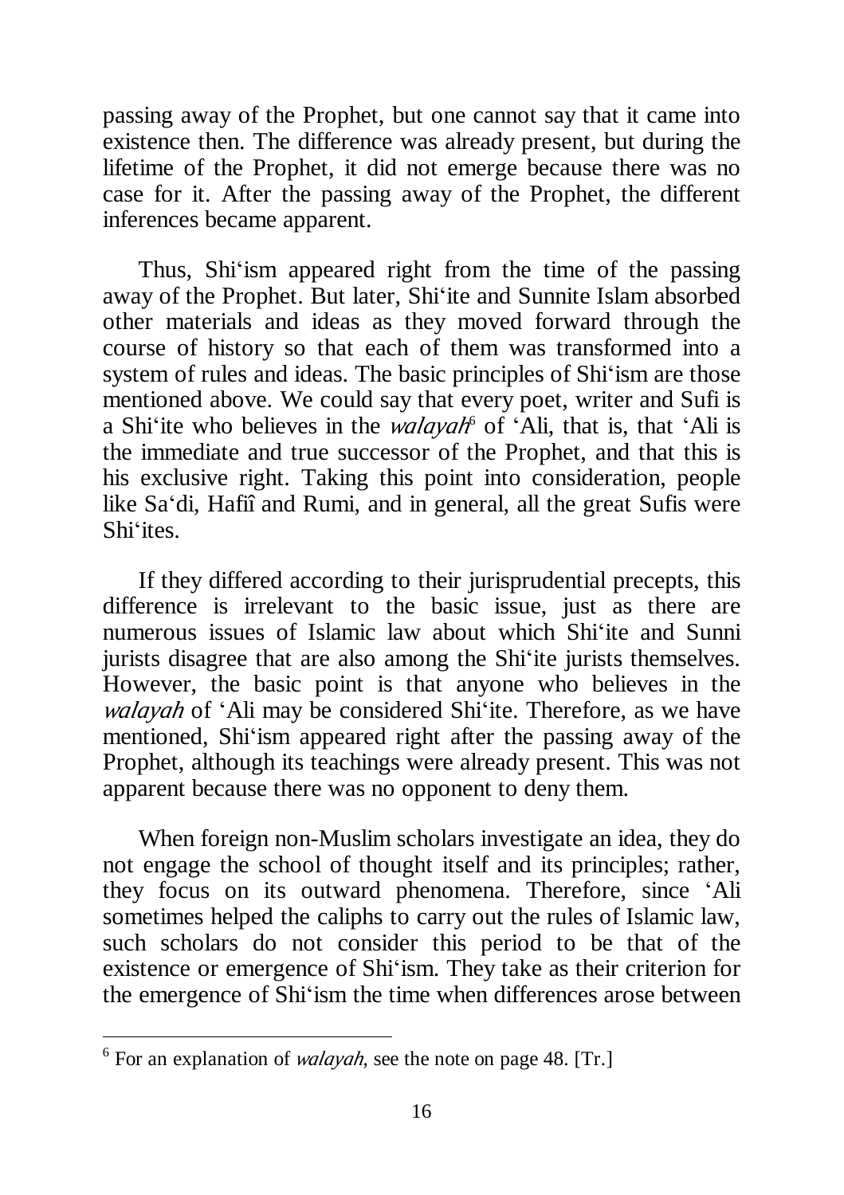passing away of the Prophet, but one cannot say that it came into existence then. The difference was already present, but during the lifetime of the Prophet, it did not emerge because there was no case for it. After the passing away of the Prophet, the different inferences became apparent.

Thus, Shi'ism appeared right from the time of the passing away of the Prophet. But later, Shi'ite and Sunnite Islam absorbed other materials and ideas as they moved forward through the course of history so that each of them was transformed into a system of rules and ideas. The basic principles of Shi'ism are those mentioned above. We could say that every poet, writer and Sufi is a Shi'ite who believes in the *walayah*[6] of 'Ali, that is, that 'Ali is the immediate and true successor of the Prophet, and that this is his exclusive right. Taking this point into consideration, people like Sa'di, Hafiî and Rumi, and in general, all the great Sufis were Shi'ites.

If they differed according to their jurisprudential precepts, this difference is irrelevant to the basic issue, just as there are numerous issues of Islamic law about which Shi'ite and Sunni jurists disagree that are also among the Shi'ite jurists themselves. However, the basic point is that anyone who believes in the *walayah* of 'Ali may be considered Shi'ite. Therefore, as we have mentioned, Shi'ism appeared right after the passing away of the Prophet, although its teachings were already present. This was not apparent because there was no opponent to deny them.

When foreign non-Muslim scholars investigate an idea, they do not engage the school of thought itself and its principles; rather, they focus on its outward phenomena. Therefore, since 'Ali sometimes helped the caliphs to carry out the rules of Islamic law, such scholars do not consider this period to be that of the existence or emergence of Shi'ism. They take as their criterion for the emergence of Shi'ism the time when differences arose between

---

[6] For an explanation of *walayah*, see the note on page 48. [Tr.]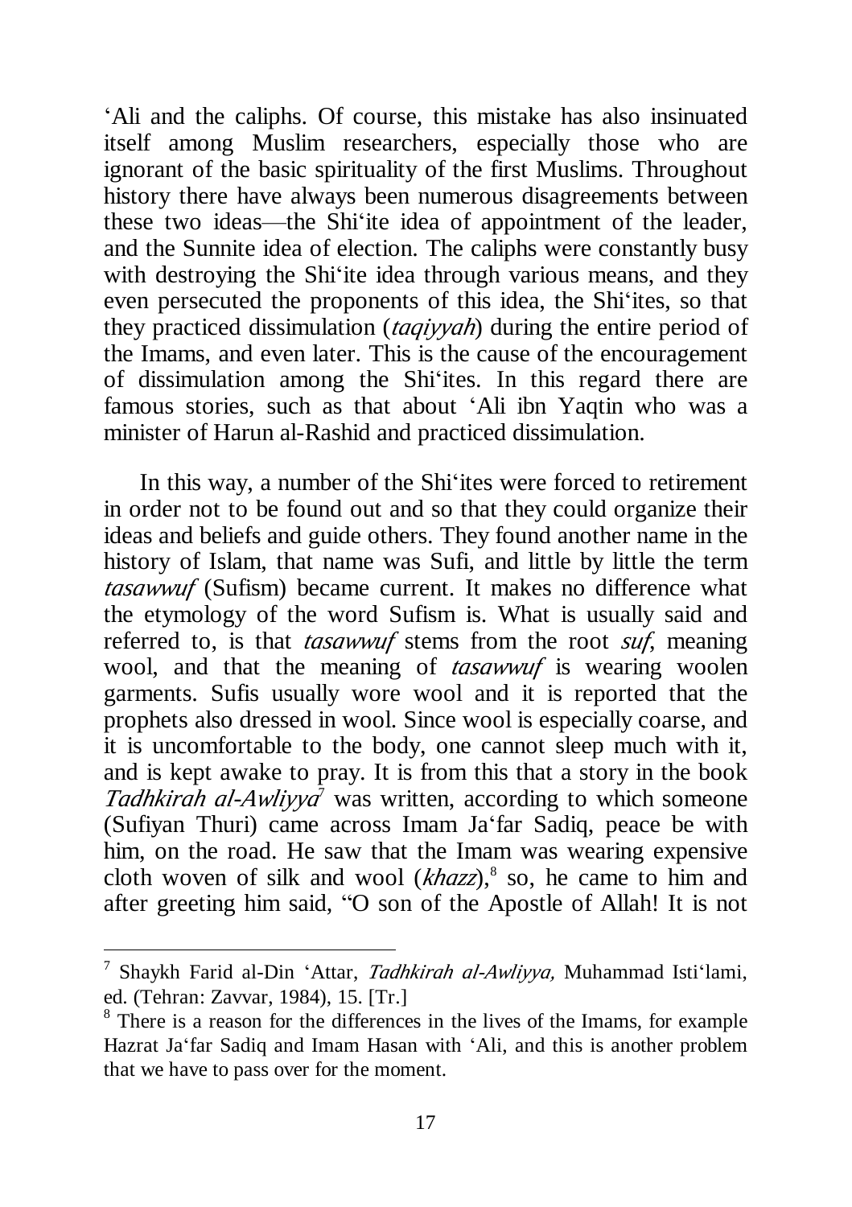'Ali and the caliphs. Of course, this mistake has also insinuated itself among Muslim researchers, especially those who are ignorant of the basic spirituality of the first Muslims. Throughout history there have always been numerous disagreements between these two ideas—the Shi'ite idea of appointment of the leader, and the Sunnite idea of election. The caliphs were constantly busy with destroying the Shi'ite idea through various means, and they even persecuted the proponents of this idea, the Shi'ites, so that they practiced dissimulation (*taqiyyah*) during the entire period of the Imams, and even later. This is the cause of the encouragement of dissimulation among the Shi'ites. In this regard there are famous stories, such as that about 'Ali ibn Yaqtin who was a minister of Harun al-Rashid and practiced dissimulation.

In this way, a number of the Shi'ites were forced to retirement in order not to be found out and so that they could organize their ideas and beliefs and guide others. They found another name in the history of Islam, that name was Sufi, and little by little the term *tasawwuf* (Sufism) became current. It makes no difference what the etymology of the word Sufism is. What is usually said and referred to, is that *tasawwuf* stems from the root *suf*, meaning wool, and that the meaning of *tasawwuf* is wearing woolen garments. Sufis usually wore wool and it is reported that the prophets also dressed in wool. Since wool is especially coarse, and it is uncomfortable to the body, one cannot sleep much with it, and is kept awake to pray. It is from this that a story in the book *Tadhkirah al-Awliyya*[7] was written, according to which someone (Sufiyan Thuri) came across Imam Ja'far Sadiq, peace be with him, on the road. He saw that the Imam was wearing expensive cloth woven of silk and wool (*khazz*),[8] so, he came to him and after greeting him said, "O son of the Apostle of Allah! It is not

---

[7] Shaykh Farid al-Din 'Attar, *Tadhkirah al-Awliyya,* Muhammad Isti'lami, ed. (Tehran: Zavvar, 1984), 15. [Tr.]

[8] There is a reason for the differences in the lives of the Imams, for example Hazrat Ja'far Sadiq and Imam Hasan with 'Ali, and this is another problem that we have to pass over for the moment.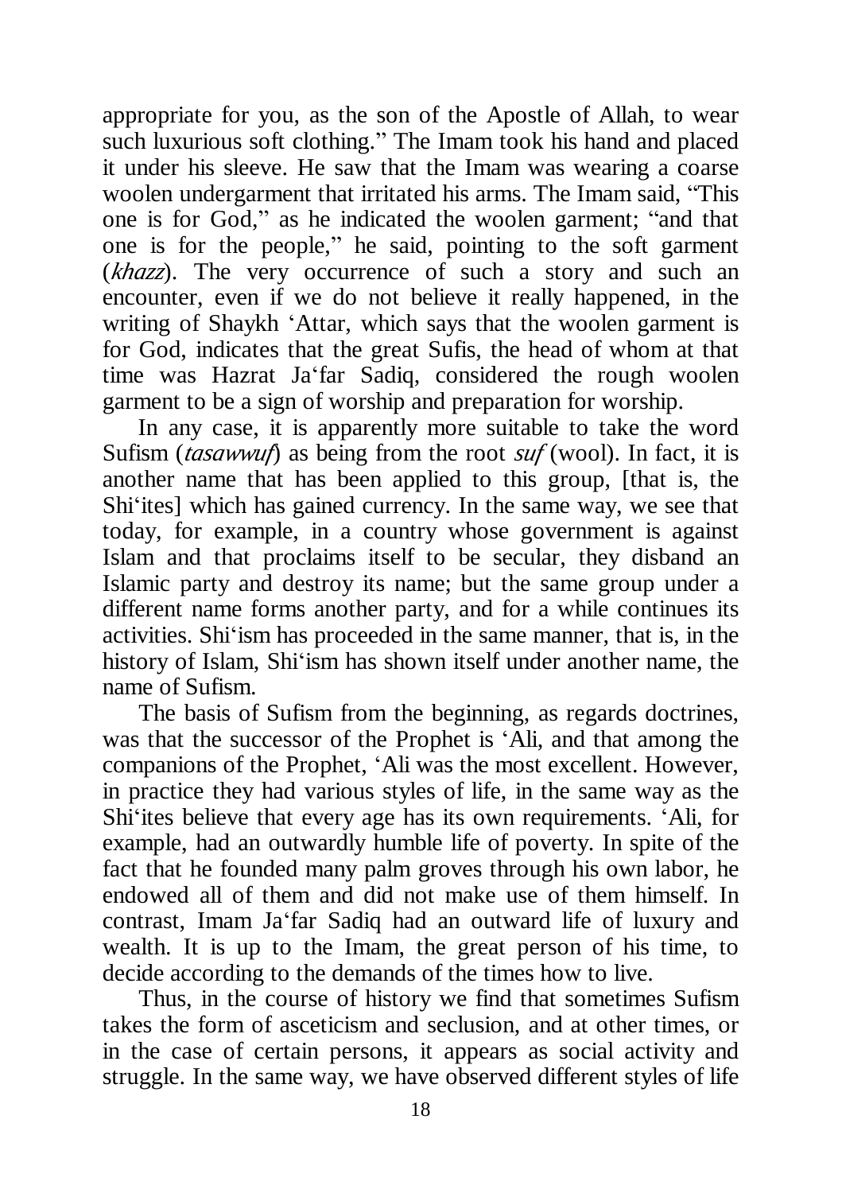appropriate for you, as the son of the Apostle of Allah, to wear such luxurious soft clothing." The Imam took his hand and placed it under his sleeve. He saw that the Imam was wearing a coarse woolen undergarment that irritated his arms. The Imam said, "This one is for God," as he indicated the woolen garment; "and that one is for the people," he said, pointing to the soft garment (*khazz*). The very occurrence of such a story and such an encounter, even if we do not believe it really happened, in the writing of Shaykh 'Attar, which says that the woolen garment is for God, indicates that the great Sufis, the head of whom at that time was Hazrat Ja'far Sadiq, considered the rough woolen garment to be a sign of worship and preparation for worship.

In any case, it is apparently more suitable to take the word Sufism (*tasawwuf*) as being from the root *suf* (wool). In fact, it is another name that has been applied to this group, [that is, the Shi'ites] which has gained currency. In the same way, we see that today, for example, in a country whose government is against Islam and that proclaims itself to be secular, they disband an Islamic party and destroy its name; but the same group under a different name forms another party, and for a while continues its activities. Shi'ism has proceeded in the same manner, that is, in the history of Islam, Shi'ism has shown itself under another name, the name of Sufism.

The basis of Sufism from the beginning, as regards doctrines, was that the successor of the Prophet is 'Ali, and that among the companions of the Prophet, 'Ali was the most excellent. However, in practice they had various styles of life, in the same way as the Shi'ites believe that every age has its own requirements. 'Ali, for example, had an outwardly humble life of poverty. In spite of the fact that he founded many palm groves through his own labor, he endowed all of them and did not make use of them himself. In contrast, Imam Ja'far Sadiq had an outward life of luxury and wealth. It is up to the Imam, the great person of his time, to decide according to the demands of the times how to live.

Thus, in the course of history we find that sometimes Sufism takes the form of asceticism and seclusion, and at other times, or in the case of certain persons, it appears as social activity and struggle. In the same way, we have observed different styles of life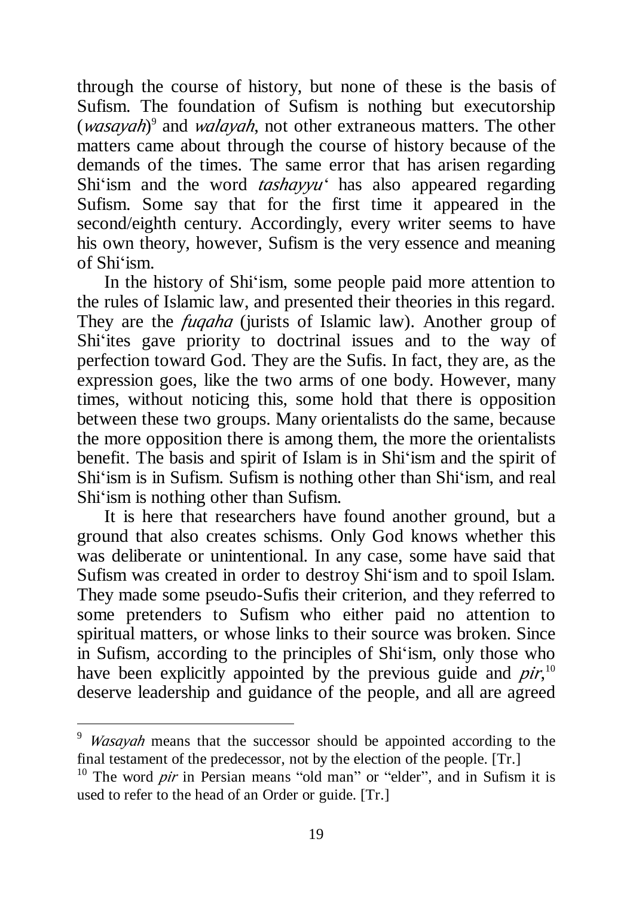through the course of history, but none of these is the basis of Sufism. The foundation of Sufism is nothing but executorship (*wasayah*)[9] and *walayah*, not other extraneous matters. The other matters came about through the course of history because of the demands of the times. The same error that has arisen regarding Shi'ism and the word *tashayyu'* has also appeared regarding Sufism. Some say that for the first time it appeared in the second/eighth century. Accordingly, every writer seems to have his own theory, however, Sufism is the very essence and meaning of Shi'ism.

In the history of Shi'ism, some people paid more attention to the rules of Islamic law, and presented their theories in this regard. They are the *fuqaha* (jurists of Islamic law). Another group of Shi'ites gave priority to doctrinal issues and to the way of perfection toward God. They are the Sufis. In fact, they are, as the expression goes, like the two arms of one body. However, many times, without noticing this, some hold that there is opposition between these two groups. Many orientalists do the same, because the more opposition there is among them, the more the orientalists benefit. The basis and spirit of Islam is in Shi'ism and the spirit of Shi'ism is in Sufism. Sufism is nothing other than Shi'ism, and real Shi'ism is nothing other than Sufism.

It is here that researchers have found another ground, but a ground that also creates schisms. Only God knows whether this was deliberate or unintentional. In any case, some have said that Sufism was created in order to destroy Shi'ism and to spoil Islam. They made some pseudo-Sufis their criterion, and they referred to some pretenders to Sufism who either paid no attention to spiritual matters, or whose links to their source was broken. Since in Sufism, according to the principles of Shi'ism, only those who have been explicitly appointed by the previous guide and *pir*,[10] deserve leadership and guidance of the people, and all are agreed

---

[9] *Wasayah* means that the successor should be appointed according to the final testament of the predecessor, not by the election of the people. [Tr.]

[10] The word *pir* in Persian means "old man" or "elder", and in Sufism it is used to refer to the head of an Order or guide. [Tr.]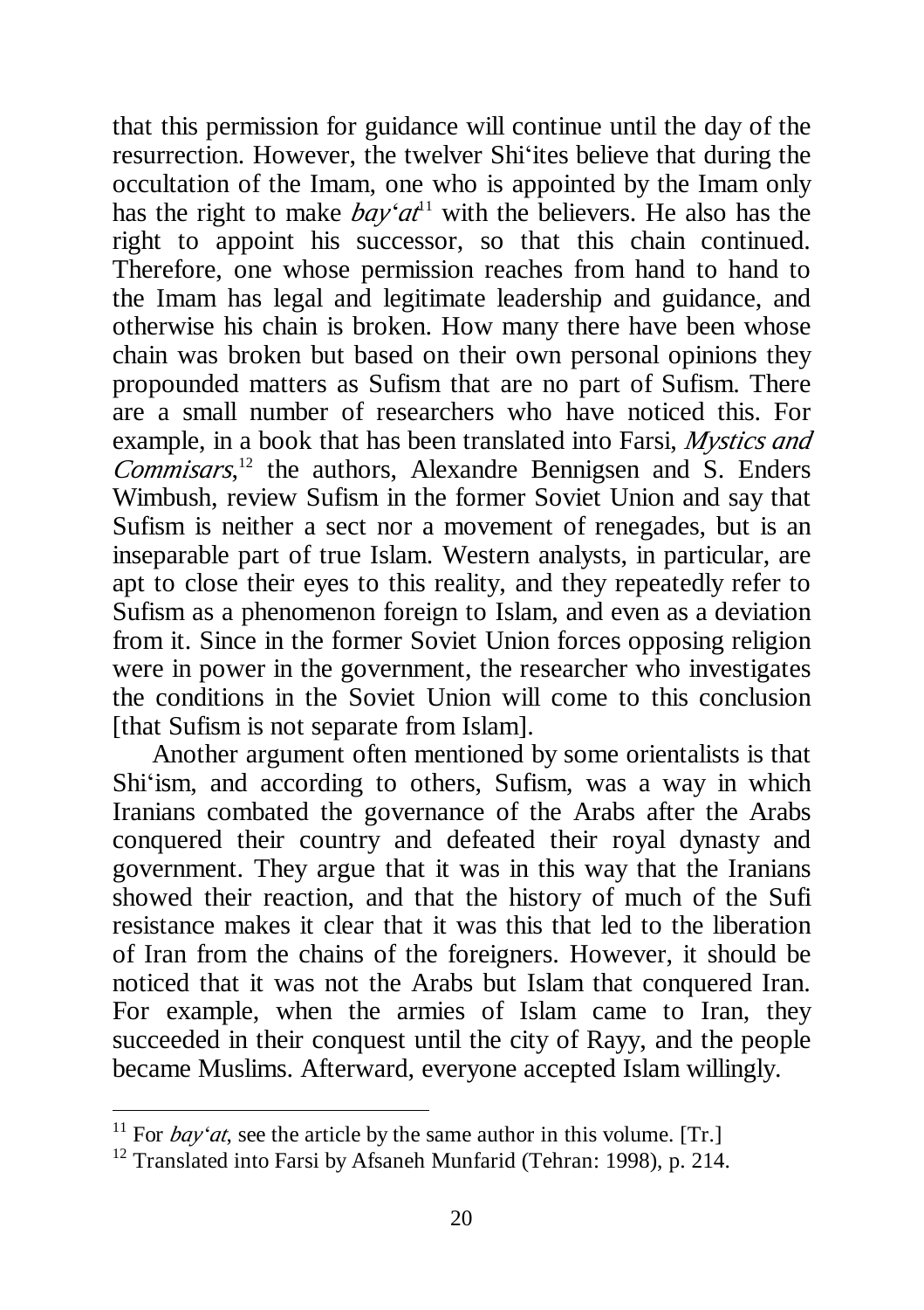that this permission for guidance will continue until the day of the resurrection. However, the twelver Shi'ites believe that during the occultation of the Imam, one who is appointed by the Imam only has the right to make *bay'at*[11] with the believers. He also has the right to appoint his successor, so that this chain continued. Therefore, one whose permission reaches from hand to hand to the Imam has legal and legitimate leadership and guidance, and otherwise his chain is broken. How many there have been whose chain was broken but based on their own personal opinions they propounded matters as Sufism that are no part of Sufism. There are a small number of researchers who have noticed this. For example, in a book that has been translated into Farsi, *Mystics and Commisars*,[12] the authors, Alexandre Bennigsen and S. Enders Wimbush, review Sufism in the former Soviet Union and say that Sufism is neither a sect nor a movement of renegades, but is an inseparable part of true Islam. Western analysts, in particular, are apt to close their eyes to this reality, and they repeatedly refer to Sufism as a phenomenon foreign to Islam, and even as a deviation from it. Since in the former Soviet Union forces opposing religion were in power in the government, the researcher who investigates the conditions in the Soviet Union will come to this conclusion [that Sufism is not separate from Islam].

Another argument often mentioned by some orientalists is that Shi'ism, and according to others, Sufism, was a way in which Iranians combated the governance of the Arabs after the Arabs conquered their country and defeated their royal dynasty and government. They argue that it was in this way that the Iranians showed their reaction, and that the history of much of the Sufi resistance makes it clear that it was this that led to the liberation of Iran from the chains of the foreigners. However, it should be noticed that it was not the Arabs but Islam that conquered Iran. For example, when the armies of Islam came to Iran, they succeeded in their conquest until the city of Rayy, and the people became Muslims. Afterward, everyone accepted Islam willingly.

---

[11] For *bay'at*, see the article by the same author in this volume. [Tr.]

[12] Translated into Farsi by Afsaneh Munfarid (Tehran: 1998), p. 214.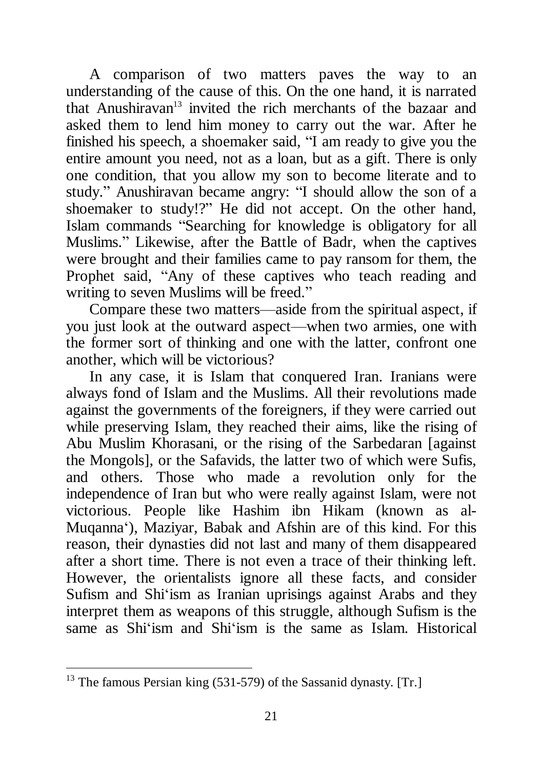A comparison of two matters paves the way to an understanding of the cause of this. On the one hand, it is narrated that Anushiravan[13] invited the rich merchants of the bazaar and asked them to lend him money to carry out the war. After he finished his speech, a shoemaker said, "I am ready to give you the entire amount you need, not as a loan, but as a gift. There is only one condition, that you allow my son to become literate and to study." Anushiravan became angry: "I should allow the son of a shoemaker to study!?" He did not accept. On the other hand, Islam commands "Searching for knowledge is obligatory for all Muslims." Likewise, after the Battle of Badr, when the captives were brought and their families came to pay ransom for them, the Prophet said, "Any of these captives who teach reading and writing to seven Muslims will be freed."

Compare these two matters—aside from the spiritual aspect, if you just look at the outward aspect—when two armies, one with the former sort of thinking and one with the latter, confront one another, which will be victorious?

In any case, it is Islam that conquered Iran. Iranians were always fond of Islam and the Muslims. All their revolutions made against the governments of the foreigners, if they were carried out while preserving Islam, they reached their aims, like the rising of Abu Muslim Khorasani, or the rising of the Sarbedaran [against the Mongols], or the Safavids, the latter two of which were Sufis, and others. Those who made a revolution only for the independence of Iran but who were really against Islam, were not victorious. People like Hashim ibn Hikam (known as al-Muqanna'), Maziyar, Babak and Afshin are of this kind. For this reason, their dynasties did not last and many of them disappeared after a short time. There is not even a trace of their thinking left. However, the orientalists ignore all these facts, and consider Sufism and Shi'ism as Iranian uprisings against Arabs and they interpret them as weapons of this struggle, although Sufism is the same as Shi'ism and Shi'ism is the same as Islam. Historical

---

[13] The famous Persian king (531-579) of the Sassanid dynasty. [Tr.]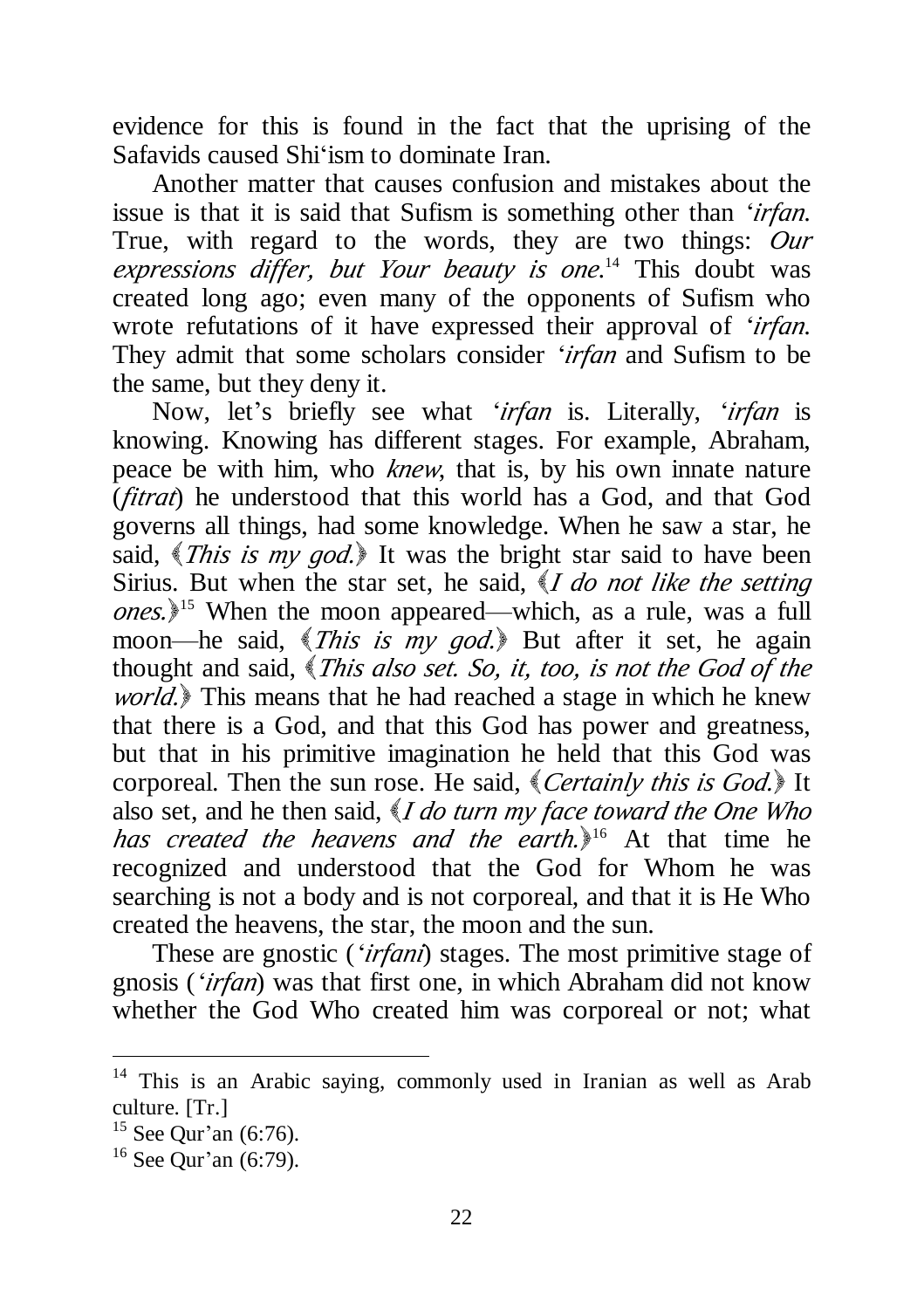evidence for this is found in the fact that the uprising of the Safavids caused Shi'ism to dominate Iran.

Another matter that causes confusion and mistakes about the issue is that it is said that Sufism is something other than *'irfan*. True, with regard to the words, they are two things: *Our expressions differ, but Your beauty is one*.[14] This doubt was created long ago; even many of the opponents of Sufism who wrote refutations of it have expressed their approval of *'irfan*. They admit that some scholars consider *'irfan* and Sufism to be the same, but they deny it.

Now, let's briefly see what *'irfan* is. Literally, *'irfan* is knowing. Knowing has different stages. For example, Abraham, peace be with him, who *knew*, that is, by his own innate nature (*fitrat*) he understood that this world has a God, and that God governs all things, had some knowledge. When he saw a star, he said, ﴾*This is my god.*﴿ It was the bright star said to have been Sirius. But when the star set, he said, ﴾*I do not like the setting ones.*﴿[15] When the moon appeared—which, as a rule, was a full moon—he said, ﴾*This is my god.*﴿ But after it set, he again thought and said, ﴾*This also set. So, it, too, is not the God of the world.*﴿ This means that he had reached a stage in which he knew that there is a God, and that this God has power and greatness, but that in his primitive imagination he held that this God was corporeal. Then the sun rose. He said, ﴾*Certainly this is God.*﴿ It also set, and he then said, ﴾*I do turn my face toward the One Who has created the heavens and the earth.*﴿[16] At that time he recognized and understood that the God for Whom he was searching is not a body and is not corporeal, and that it is He Who created the heavens, the star, the moon and the sun.

These are gnostic (*'irfani*) stages. The most primitive stage of gnosis (*'irfan*) was that first one, in which Abraham did not know whether the God Who created him was corporeal or not; what

---

[14] This is an Arabic saying, commonly used in Iranian as well as Arab culture. [Tr.]

[15] See Qur'an (6:76).

[16] See Qur'an (6:79).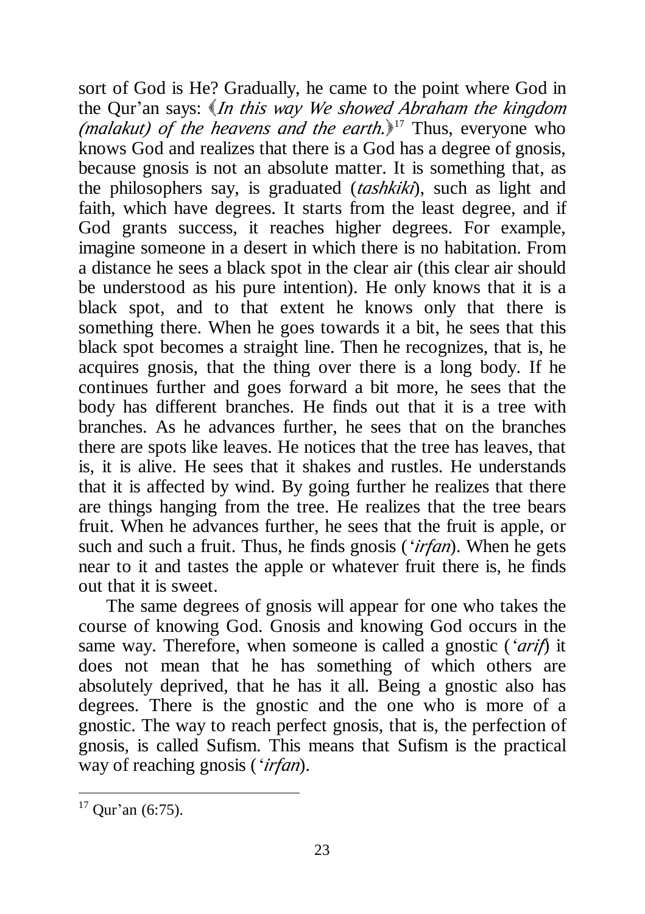sort of God is He? Gradually, he came to the point where God in the Qur'an says: ﴿*In this way We showed Abraham the kingdom (malakut) of the heavens and the earth.*﴾[17] Thus, everyone who knows God and realizes that there is a God has a degree of gnosis, because gnosis is not an absolute matter. It is something that, as the philosophers say, is graduated (*tashkiki*), such as light and faith, which have degrees. It starts from the least degree, and if God grants success, it reaches higher degrees. For example, imagine someone in a desert in which there is no habitation. From a distance he sees a black spot in the clear air (this clear air should be understood as his pure intention). He only knows that it is a black spot, and to that extent he knows only that there is something there. When he goes towards it a bit, he sees that this black spot becomes a straight line. Then he recognizes, that is, he acquires gnosis, that the thing over there is a long body. If he continues further and goes forward a bit more, he sees that the body has different branches. He finds out that it is a tree with branches. As he advances further, he sees that on the branches there are spots like leaves. He notices that the tree has leaves, that is, it is alive. He sees that it shakes and rustles. He understands that it is affected by wind. By going further he realizes that there are things hanging from the tree. He realizes that the tree bears fruit. When he advances further, he sees that the fruit is apple, or such and such a fruit. Thus, he finds gnosis (*'irfan*). When he gets near to it and tastes the apple or whatever fruit there is, he finds out that it is sweet.

The same degrees of gnosis will appear for one who takes the course of knowing God. Gnosis and knowing God occurs in the same way. Therefore, when someone is called a gnostic (*'arif*) it does not mean that he has something of which others are absolutely deprived, that he has it all. Being a gnostic also has degrees. There is the gnostic and the one who is more of a gnostic. The way to reach perfect gnosis, that is, the perfection of gnosis, is called Sufism. This means that Sufism is the practical way of reaching gnosis (*'irfan*).

---

[17] Qur'an (6:75).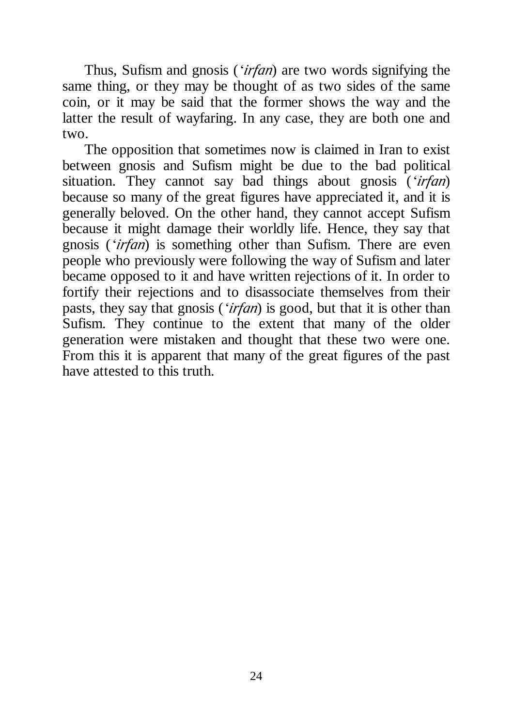Thus, Sufism and gnosis (*'irfan*) are two words signifying the same thing, or they may be thought of as two sides of the same coin, or it may be said that the former shows the way and the latter the result of wayfaring. In any case, they are both one and two.

The opposition that sometimes now is claimed in Iran to exist between gnosis and Sufism might be due to the bad political situation. They cannot say bad things about gnosis (*'irfan*) because so many of the great figures have appreciated it, and it is generally beloved. On the other hand, they cannot accept Sufism because it might damage their worldly life. Hence, they say that gnosis (*'irfan*) is something other than Sufism. There are even people who previously were following the way of Sufism and later became opposed to it and have written rejections of it. In order to fortify their rejections and to disassociate themselves from their pasts, they say that gnosis (*'irfan*) is good, but that it is other than Sufism. They continue to the extent that many of the older generation were mistaken and thought that these two were one. From this it is apparent that many of the great figures of the past have attested to this truth.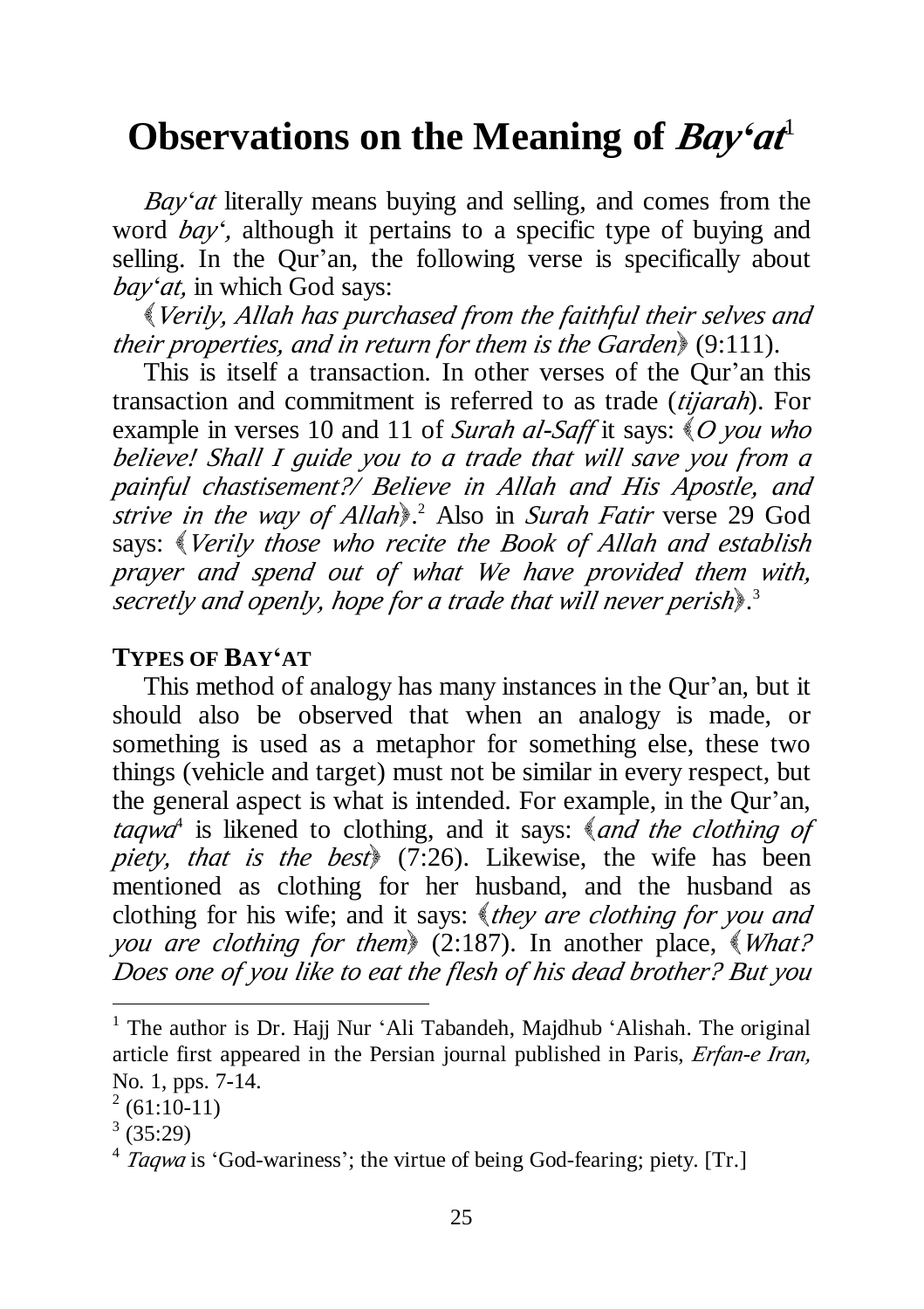# Observations on the Meaning of *Bay'at*[1]

*Bay'at* literally means buying and selling, and comes from the word *bay'*, although it pertains to a specific type of buying and selling. In the Qur'an, the following verse is specifically about *bay'at,* in which God says:

﴾*Verily, Allah has purchased from the faithful their selves and their properties, and in return for them is the Garden*﴿ (9:111).

This is itself a transaction. In other verses of the Qur'an this transaction and commitment is referred to as trade (*tijarah*). For example in verses 10 and 11 of *Surah al-Saff* it says: ﴾*O you who believe! Shall I guide you to a trade that will save you from a painful chastisement?/ Believe in Allah and His Apostle, and strive in the way of Allah*﴿.[2] Also in *Surah Fatir* verse 29 God says: ﴾*Verily those who recite the Book of Allah and establish prayer and spend out of what We have provided them with, secretly and openly, hope for a trade that will never perish*﴿.[3]

## TYPES OF BAY'AT

This method of analogy has many instances in the Qur'an, but it should also be observed that when an analogy is made, or something is used as a metaphor for something else, these two things (vehicle and target) must not be similar in every respect, but the general aspect is what is intended. For example, in the Qur'an, *taqwa*[4] is likened to clothing, and it says: ﴾*and the clothing of piety, that is the best*﴿ (7:26). Likewise, the wife has been mentioned as clothing for her husband, and the husband as clothing for his wife; and it says: ﴾*they are clothing for you and you are clothing for them*﴿ (2:187). In another place, ﴾*What? Does one of you like to eat the flesh of his dead brother? But you*

---

[1] The author is Dr. Hajj Nur 'Ali Tabandeh, Majdhub 'Alishah. The original article first appeared in the Persian journal published in Paris, *Erfan-e Iran,* No. 1, pps. 7-14.

[2] (61:10-11)

[3] (35:29)

[4] *Taqwa* is 'God-wariness'; the virtue of being God-fearing; piety. [Tr.]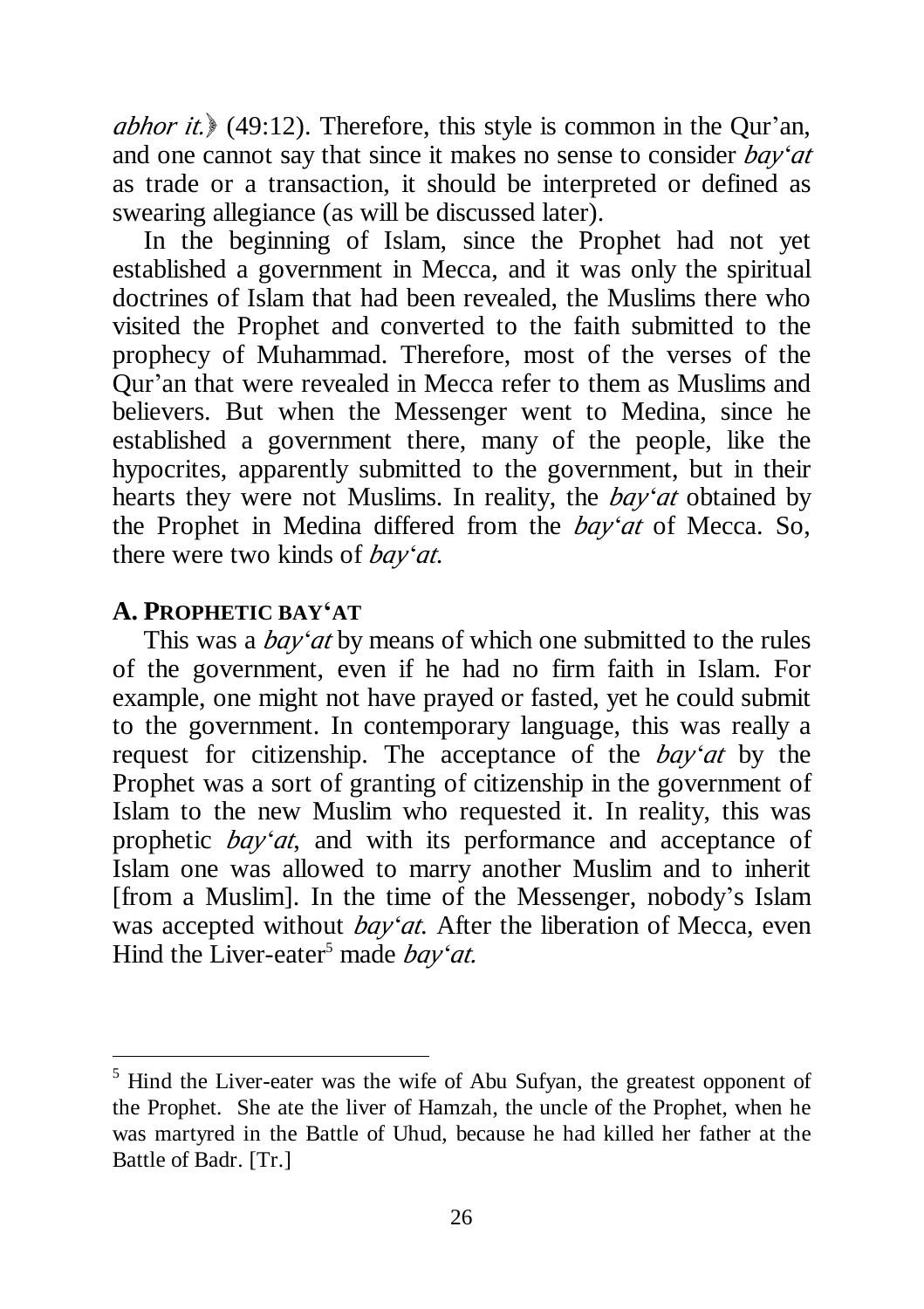*abhor it.*› (49:12). Therefore, this style is common in the Qur'an, and one cannot say that since it makes no sense to consider *bay'at* as trade or a transaction, it should be interpreted or defined as swearing allegiance (as will be discussed later).

In the beginning of Islam, since the Prophet had not yet established a government in Mecca, and it was only the spiritual doctrines of Islam that had been revealed, the Muslims there who visited the Prophet and converted to the faith submitted to the prophecy of Muhammad. Therefore, most of the verses of the Qur'an that were revealed in Mecca refer to them as Muslims and believers. But when the Messenger went to Medina, since he established a government there, many of the people, like the hypocrites, apparently submitted to the government, but in their hearts they were not Muslims. In reality, the *bay'at* obtained by the Prophet in Medina differed from the *bay'at* of Mecca. So, there were two kinds of *bay'at.*

### A. PROPHETIC BAY'AT

This was a *bay'at* by means of which one submitted to the rules of the government, even if he had no firm faith in Islam. For example, one might not have prayed or fasted, yet he could submit to the government. In contemporary language, this was really a request for citizenship. The acceptance of the *bay'at* by the Prophet was a sort of granting of citizenship in the government of Islam to the new Muslim who requested it. In reality, this was prophetic *bay'at*, and with its performance and acceptance of Islam one was allowed to marry another Muslim and to inherit [from a Muslim]. In the time of the Messenger, nobody's Islam was accepted without *bay'at.* After the liberation of Mecca, even Hind the Liver-eater[5] made *bay'at.*

---

[5] Hind the Liver-eater was the wife of Abu Sufyan, the greatest opponent of the Prophet. She ate the liver of Hamzah, the uncle of the Prophet, when he was martyred in the Battle of Uhud, because he had killed her father at the Battle of Badr. [Tr.]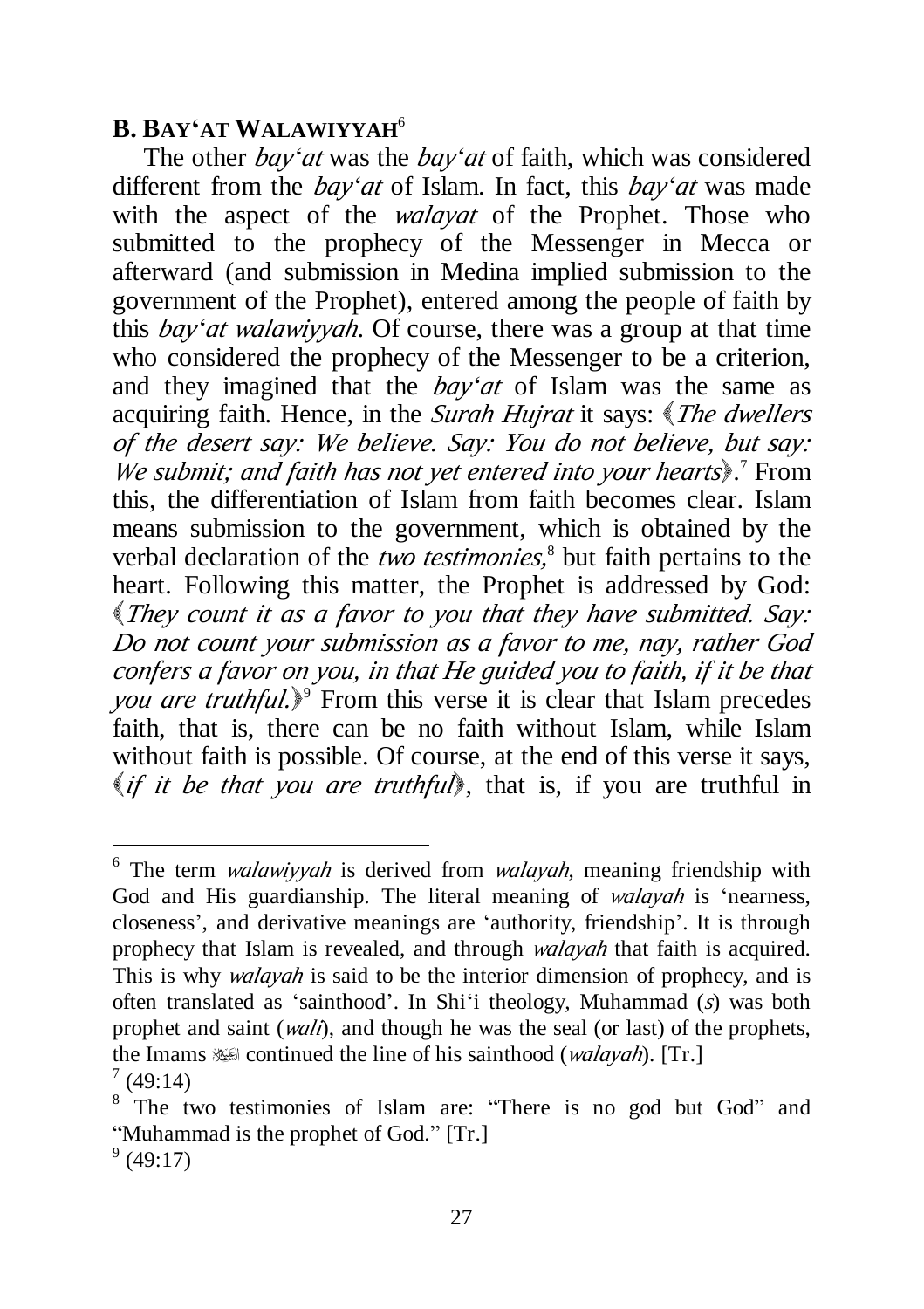## B. BAY'AT WALAWIYYAH[6]

The other *bay'at* was the *bay'at* of faith, which was considered different from the *bay'at* of Islam. In fact, this *bay'at* was made with the aspect of the *walayat* of the Prophet. Those who submitted to the prophecy of the Messenger in Mecca or afterward (and submission in Medina implied submission to the government of the Prophet), entered among the people of faith by this *bay'at walawiyyah*. Of course, there was a group at that time who considered the prophecy of the Messenger to be a criterion, and they imagined that the *bay'at* of Islam was the same as acquiring faith. Hence, in the *Surah Hujrat* it says: ﴾*The dwellers of the desert say: We believe. Say: You do not believe, but say: We submit; and faith has not yet entered into your hearts*﴿.[7] From this, the differentiation of Islam from faith becomes clear. Islam means submission to the government, which is obtained by the verbal declaration of the *two testimonies,*[8] but faith pertains to the heart. Following this matter, the Prophet is addressed by God: ﴾*They count it as a favor to you that they have submitted. Say: Do not count your submission as a favor to me, nay, rather God confers a favor on you, in that He guided you to faith, if it be that you are truthful.*﴿[9] From this verse it is clear that Islam precedes faith, that is, there can be no faith without Islam, while Islam without faith is possible. Of course, at the end of this verse it says, ﴾*if it be that you are truthful*﴿, that is, if you are truthful in

---

[6] The term *walawiyyah* is derived from *walayah*, meaning friendship with God and His guardianship. The literal meaning of *walayah* is 'nearness, closeness', and derivative meanings are 'authority, friendship'. It is through prophecy that Islam is revealed, and through *walayah* that faith is acquired. This is why *walayah* is said to be the interior dimension of prophecy, and is often translated as 'sainthood'. In Shi'i theology, Muhammad (*s*) was both prophet and saint (*wali*), and though he was the seal (or last) of the prophets, the Imams عليهم السلام continued the line of his sainthood (*walayah*). [Tr.]

[7] (49:14)

[8] The two testimonies of Islam are: "There is no god but God" and "Muhammad is the prophet of God." [Tr.]

[9] (49:17)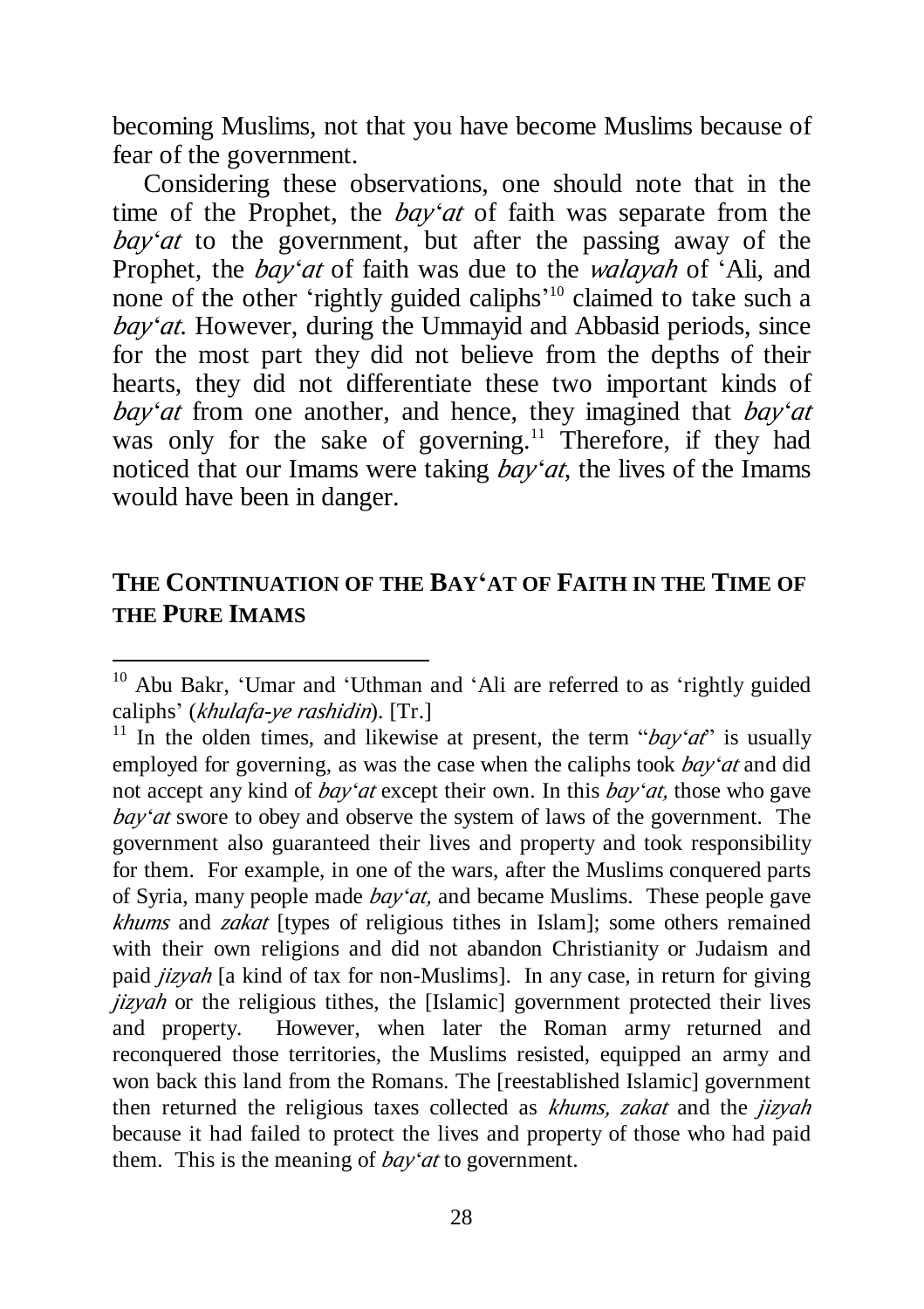becoming Muslims, not that you have become Muslims because of fear of the government.

Considering these observations, one should note that in the time of the Prophet, the *bay'at* of faith was separate from the *bay'at* to the government, but after the passing away of the Prophet, the *bay'at* of faith was due to the *walayah* of 'Ali, and none of the other 'rightly guided caliphs'[10] claimed to take such a *bay'at*. However, during the Ummayid and Abbasid periods, since for the most part they did not believe from the depths of their hearts, they did not differentiate these two important kinds of *bay'at* from one another, and hence, they imagined that *bay'at* was only for the sake of governing.[11] Therefore, if they had noticed that our Imams were taking *bay'at*, the lives of the Imams would have been in danger.

## THE CONTINUATION OF THE BAY'AT OF FAITH IN THE TIME OF THE PURE IMAMS

---

[10] Abu Bakr, 'Umar and 'Uthman and 'Ali are referred to as 'rightly guided caliphs' (*khulafa-ye rashidin*). [Tr.]

[11] In the olden times, and likewise at present, the term "*bay'at*" is usually employed for governing, as was the case when the caliphs took *bay'at* and did not accept any kind of *bay'at* except their own. In this *bay'at,* those who gave *bay'at* swore to obey and observe the system of laws of the government. The government also guaranteed their lives and property and took responsibility for them. For example, in one of the wars, after the Muslims conquered parts of Syria, many people made *bay'at,* and became Muslims. These people gave *khums* and *zakat* [types of religious tithes in Islam]; some others remained with their own religions and did not abandon Christianity or Judaism and paid *jizyah* [a kind of tax for non-Muslims]. In any case, in return for giving *jizyah* or the religious tithes, the [Islamic] government protected their lives and property. However, when later the Roman army returned and reconquered those territories, the Muslims resisted, equipped an army and won back this land from the Romans. The [reestablished Islamic] government then returned the religious taxes collected as *khums, zakat* and the *jizyah* because it had failed to protect the lives and property of those who had paid them. This is the meaning of *bay'at* to government.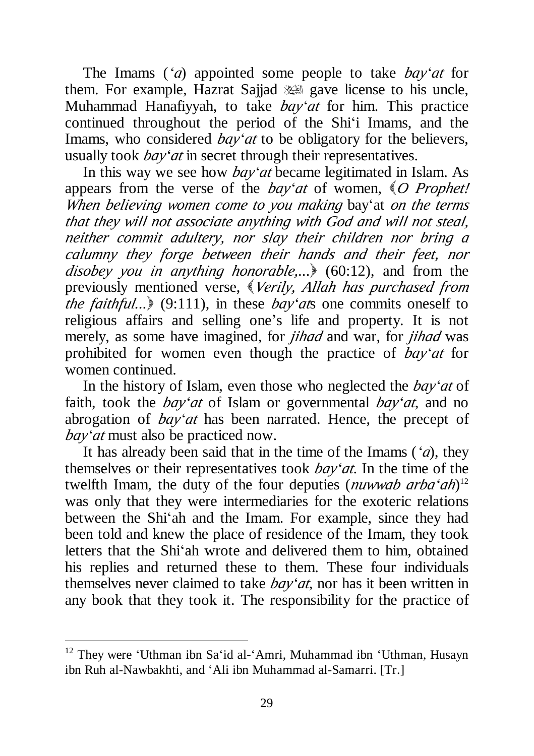The Imams (*'a*) appointed some people to take *bay'at* for them. For example, Hazrat Sajjad ﷺ gave license to his uncle, Muhammad Hanafiyyah, to take *bay'at* for him. This practice continued throughout the period of the Shi'i Imams, and the Imams, who considered *bay'at* to be obligatory for the believers, usually took *bay'at* in secret through their representatives.

In this way we see how *bay'at* became legitimated in Islam. As appears from the verse of the *bay'at* of women, ﴾*O Prophet! When believing women come to you making* bay'at *on the terms that they will not associate anything with God and will not steal, neither commit adultery, nor slay their children nor bring a calumny they forge between their hands and their feet, nor disobey you in anything honorable,...*﴿ (60:12), and from the previously mentioned verse, ﴾*Verily, Allah has purchased from the faithful...*﴿ (9:111), in these *bay'at*s one commits oneself to religious affairs and selling one's life and property. It is not merely, as some have imagined, for *jihad* and war, for *jihad* was prohibited for women even though the practice of *bay'at* for women continued.

In the history of Islam, even those who neglected the *bay'at* of faith, took the *bay'at* of Islam or governmental *bay'at*, and no abrogation of *bay'at* has been narrated. Hence, the precept of *bay'at* must also be practiced now.

It has already been said that in the time of the Imams (*'a*), they themselves or their representatives took *bay'at*. In the time of the twelfth Imam, the duty of the four deputies (*nuwwab arba'ah*)[12] was only that they were intermediaries for the exoteric relations between the Shi'ah and the Imam. For example, since they had been told and knew the place of residence of the Imam, they took letters that the Shi'ah wrote and delivered them to him, obtained his replies and returned these to them. These four individuals themselves never claimed to take *bay'at*, nor has it been written in any book that they took it. The responsibility for the practice of

---

[12] They were 'Uthman ibn Sa'id al-'Amri, Muhammad ibn 'Uthman, Husayn ibn Ruh al-Nawbakhti, and 'Ali ibn Muhammad al-Samarri. [Tr.]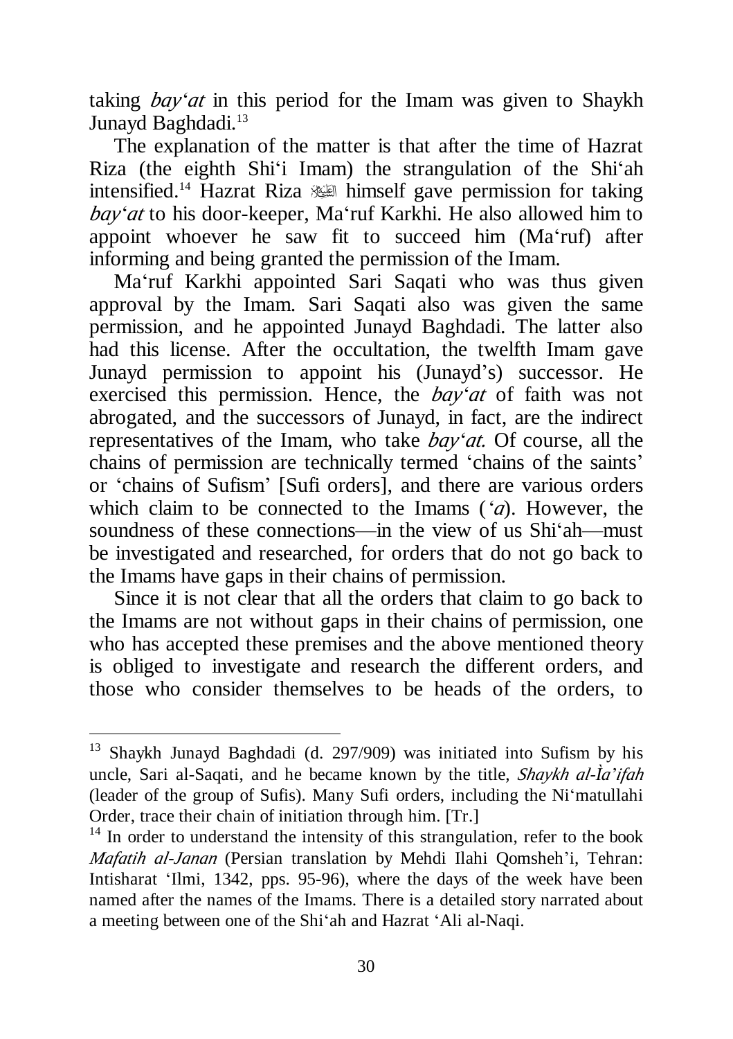taking *bay'at* in this period for the Imam was given to Shaykh Junayd Baghdadi.[13]

The explanation of the matter is that after the time of Hazrat Riza (the eighth Shi'i Imam) the strangulation of the Shi'ah intensified.[14] Hazrat Riza ﷺ himself gave permission for taking *bay'at* to his door-keeper, Ma'ruf Karkhi. He also allowed him to appoint whoever he saw fit to succeed him (Ma'ruf) after informing and being granted the permission of the Imam.

Ma'ruf Karkhi appointed Sari Saqati who was thus given approval by the Imam. Sari Saqati also was given the same permission, and he appointed Junayd Baghdadi. The latter also had this license. After the occultation, the twelfth Imam gave Junayd permission to appoint his (Junayd's) successor. He exercised this permission. Hence, the *bay'at* of faith was not abrogated, and the successors of Junayd, in fact, are the indirect representatives of the Imam, who take *bay'at*. Of course, all the chains of permission are technically termed 'chains of the saints' or 'chains of Sufism' [Sufi orders], and there are various orders which claim to be connected to the Imams (*'a*). However, the soundness of these connections—in the view of us Shi'ah—must be investigated and researched, for orders that do not go back to the Imams have gaps in their chains of permission.

Since it is not clear that all the orders that claim to go back to the Imams are not without gaps in their chains of permission, one who has accepted these premises and the above mentioned theory is obliged to investigate and research the different orders, and those who consider themselves to be heads of the orders, to

---

[13] Shaykh Junayd Baghdadi (d. 297/909) was initiated into Sufism by his uncle, Sari al-Saqati, and he became known by the title, *Shaykh al-Ṭa'ifah* (leader of the group of Sufis). Many Sufi orders, including the Ni'matullahi Order, trace their chain of initiation through him. [Tr.]

[14] In order to understand the intensity of this strangulation, refer to the book *Mafatih al-Janan* (Persian translation by Mehdi Ilahi Qomsheh'i, Tehran: Intisharat 'Ilmi, 1342, pps. 95-96), where the days of the week have been named after the names of the Imams. There is a detailed story narrated about a meeting between one of the Shi'ah and Hazrat 'Ali al-Naqi.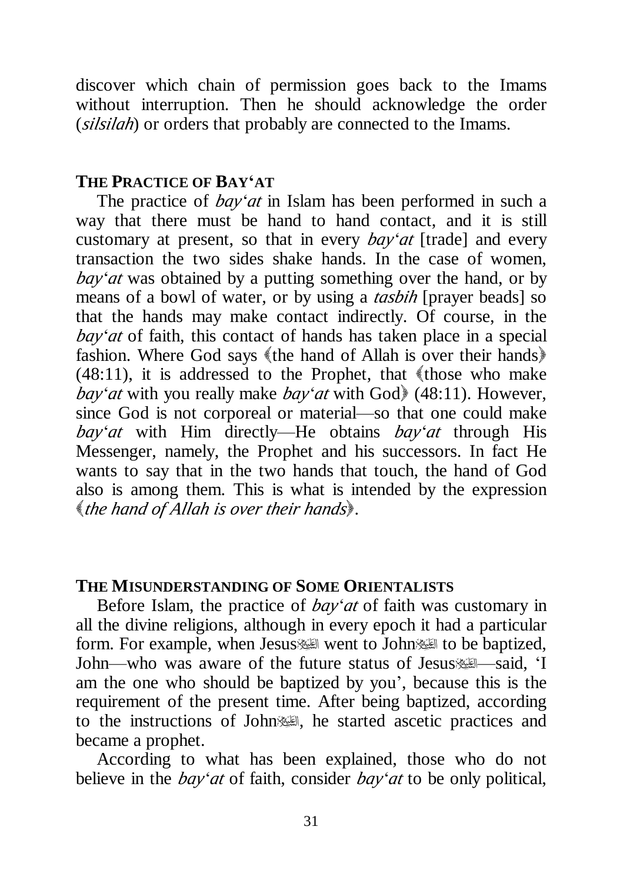discover which chain of permission goes back to the Imams without interruption. Then he should acknowledge the order (*silsilah*) or orders that probably are connected to the Imams.

## THE PRACTICE OF BAY'AT

The practice of *bay'at* in Islam has been performed in such a way that there must be hand to hand contact, and it is still customary at present, so that in every *bay'at* [trade] and every transaction the two sides shake hands. In the case of women, *bay'at* was obtained by a putting something over the hand, or by means of a bowl of water, or by using a *tasbih* [prayer beads] so that the hands may make contact indirectly. Of course, in the *bay'at* of faith, this contact of hands has taken place in a special fashion. Where God says ﴾the hand of Allah is over their hands﴿ (48:11), it is addressed to the Prophet, that ﴾those who make *bay'at* with you really make *bay'at* with God﴿ (48:11). However, since God is not corporeal or material—so that one could make *bay'at* with Him directly—He obtains *bay'at* through His Messenger, namely, the Prophet and his successors. In fact He wants to say that in the two hands that touch, the hand of God also is among them. This is what is intended by the expression ﴾*the hand of Allah is over their hands*﴿.

## THE MISUNDERSTANDING OF SOME ORIENTALISTS

Before Islam, the practice of *bay'at* of faith was customary in all the divine religions, although in every epoch it had a particular form. For example, when Jesus went to John to be baptized, John—who was aware of the future status of Jesus—said, 'I am the one who should be baptized by you', because this is the requirement of the present time. After being baptized, according to the instructions of John, he started ascetic practices and became a prophet.

According to what has been explained, those who do not believe in the *bay'at* of faith, consider *bay'at* to be only political,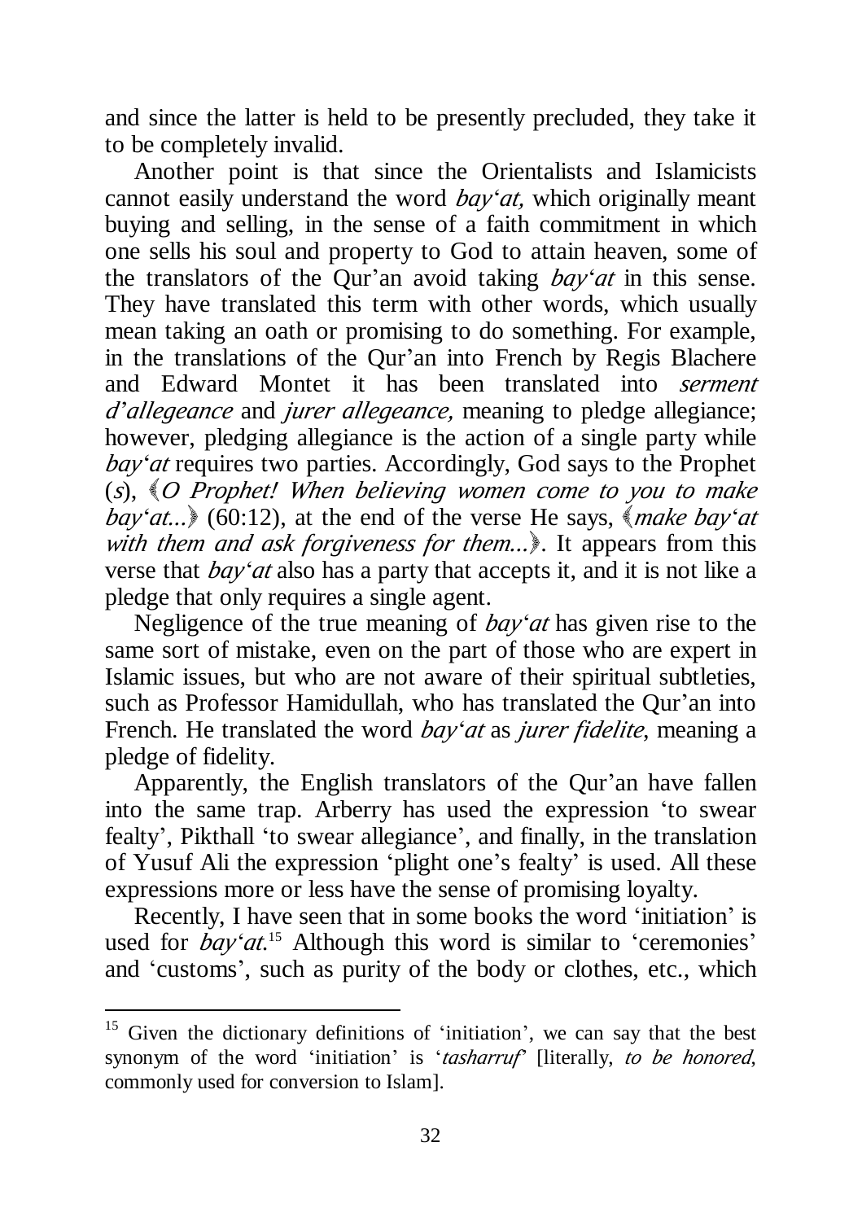and since the latter is held to be presently precluded, they take it to be completely invalid.

Another point is that since the Orientalists and Islamicists cannot easily understand the word *bay'at,* which originally meant buying and selling, in the sense of a faith commitment in which one sells his soul and property to God to attain heaven, some of the translators of the Qur'an avoid taking *bay'at* in this sense. They have translated this term with other words, which usually mean taking an oath or promising to do something. For example, in the translations of the Qur'an into French by Regis Blachere and Edward Montet it has been translated into *serment d'allegeance* and *jurer allegeance,* meaning to pledge allegiance; however, pledging allegiance is the action of a single party while *bay'at* requires two parties. Accordingly, God says to the Prophet (*s*), ﴾*O Prophet! When believing women come to you to make bay'at...*﴿ (60:12), at the end of the verse He says, ﴾*make bay'at with them and ask forgiveness for them...*﴿. It appears from this verse that *bay'at* also has a party that accepts it, and it is not like a pledge that only requires a single agent.

Negligence of the true meaning of *bay'at* has given rise to the same sort of mistake, even on the part of those who are expert in Islamic issues, but who are not aware of their spiritual subtleties, such as Professor Hamidullah, who has translated the Qur'an into French. He translated the word *bay'at* as *jurer fidelite*, meaning a pledge of fidelity.

Apparently, the English translators of the Qur'an have fallen into the same trap. Arberry has used the expression 'to swear fealty', Pikthall 'to swear allegiance', and finally, in the translation of Yusuf Ali the expression 'plight one's fealty' is used. All these expressions more or less have the sense of promising loyalty.

Recently, I have seen that in some books the word 'initiation' is used for *bay'at.*[15] Although this word is similar to 'ceremonies' and 'customs', such as purity of the body or clothes, etc., which

---

[15] Given the dictionary definitions of 'initiation', we can say that the best synonym of the word 'initiation' is '*tasharruf*' [literally, *to be honored*, commonly used for conversion to Islam].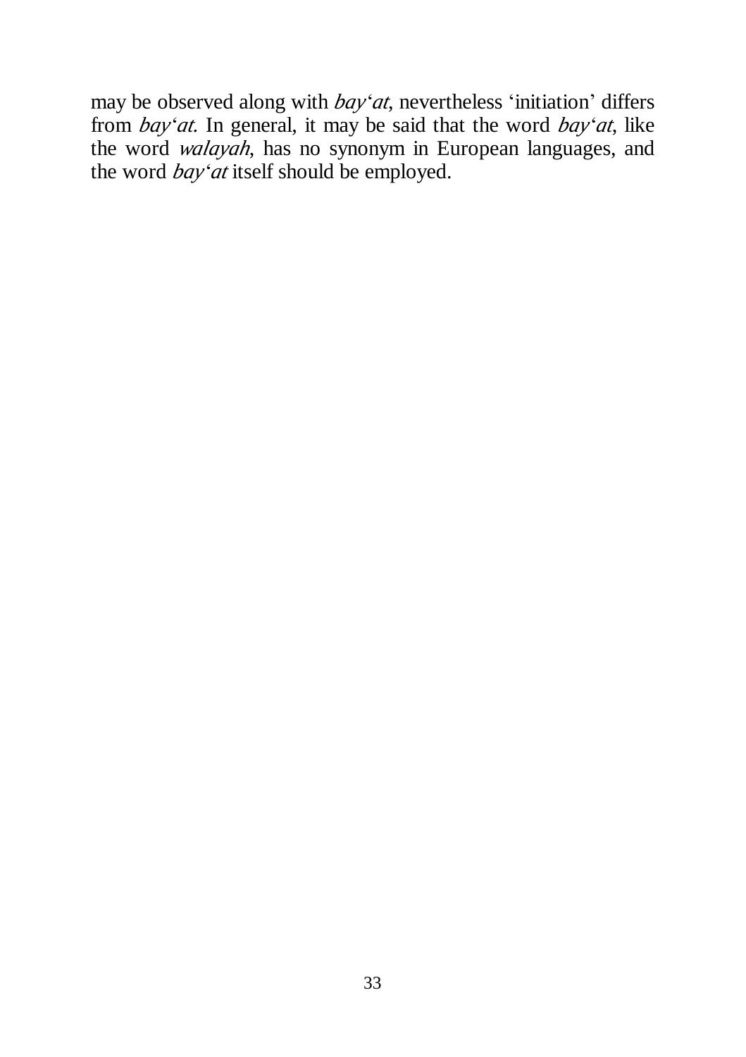may be observed along with *bay'at*, nevertheless 'initiation' differs from *bay'at.* In general, it may be said that the word *bay'at*, like the word *walayah*, has no synonym in European languages, and the word *bay'at* itself should be employed.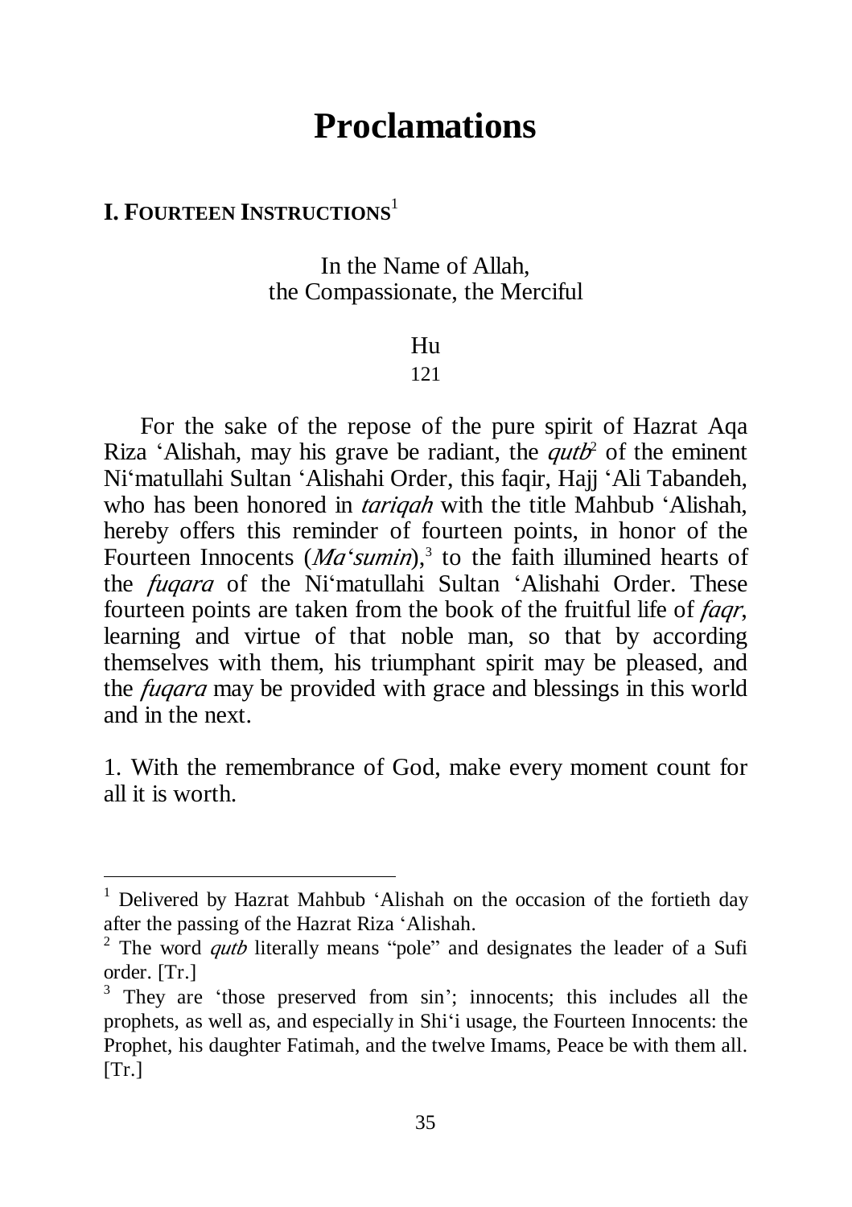# Proclamations

## I. FOURTEEN INSTRUCTIONS[1]

In the Name of Allah,
the Compassionate, the Merciful

Hu
121

For the sake of the repose of the pure spirit of Hazrat Aqa Riza 'Alishah, may his grave be radiant, the *qutb*[2] of the eminent Ni'matullahi Sultan 'Alishahi Order, this faqir, Hajj 'Ali Tabandeh, who has been honored in *tariqah* with the title Mahbub 'Alishah, hereby offers this reminder of fourteen points, in honor of the Fourteen Innocents (*Ma'sumin*),[3] to the faith illumined hearts of the *fuqara* of the Ni'matullahi Sultan 'Alishahi Order. These fourteen points are taken from the book of the fruitful life of *faqr*, learning and virtue of that noble man, so that by according themselves with them, his triumphant spirit may be pleased, and the *fuqara* may be provided with grace and blessings in this world and in the next.

1. With the remembrance of God, make every moment count for all it is worth.

---

[1] Delivered by Hazrat Mahbub 'Alishah on the occasion of the fortieth day after the passing of the Hazrat Riza 'Alishah.

[2] The word *qutb* literally means "pole" and designates the leader of a Sufi order. [Tr.]

[3] They are 'those preserved from sin'; innocents; this includes all the prophets, as well as, and especially in Shi'i usage, the Fourteen Innocents: the Prophet, his daughter Fatimah, and the twelve Imams, Peace be with them all. [Tr.]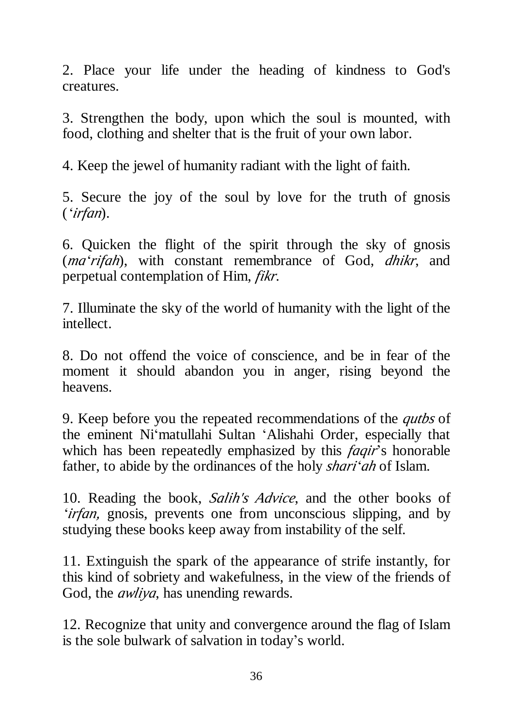2. Place your life under the heading of kindness to God's creatures.

3. Strengthen the body, upon which the soul is mounted, with food, clothing and shelter that is the fruit of your own labor.

4. Keep the jewel of humanity radiant with the light of faith.

5. Secure the joy of the soul by love for the truth of gnosis (*'irfan*).

6. Quicken the flight of the spirit through the sky of gnosis (*ma'rifah*), with constant remembrance of God, *dhikr*, and perpetual contemplation of Him, *fikr*.

7. Illuminate the sky of the world of humanity with the light of the intellect.

8. Do not offend the voice of conscience, and be in fear of the moment it should abandon you in anger, rising beyond the heavens.

9. Keep before you the repeated recommendations of the *qutbs* of the eminent Ni'matullahi Sultan 'Alishahi Order, especially that which has been repeatedly emphasized by this *faqir*'s honorable father, to abide by the ordinances of the holy *shari'ah* of Islam.

10. Reading the book, *Salih's Advice*, and the other books of *'irfan,* gnosis, prevents one from unconscious slipping, and by studying these books keep away from instability of the self.

11. Extinguish the spark of the appearance of strife instantly, for this kind of sobriety and wakefulness, in the view of the friends of God, the *awliya*, has unending rewards.

12. Recognize that unity and convergence around the flag of Islam is the sole bulwark of salvation in today's world.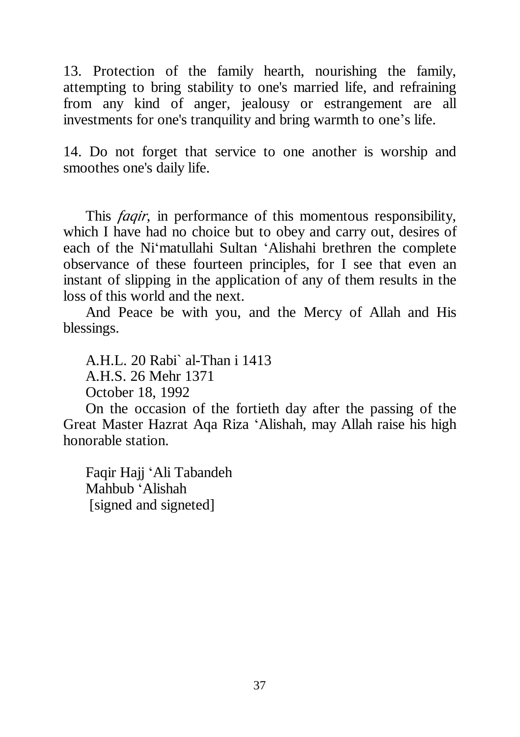13. Protection of the family hearth, nourishing the family, attempting to bring stability to one's married life, and refraining from any kind of anger, jealousy or estrangement are all investments for one's tranquility and bring warmth to one's life.

14. Do not forget that service to one another is worship and smoothes one's daily life.

This *faqir*, in performance of this momentous responsibility, which I have had no choice but to obey and carry out, desires of each of the Ni'matullahi Sultan 'Alishahi brethren the complete observance of these fourteen principles, for I see that even an instant of slipping in the application of any of them results in the loss of this world and the next.

And Peace be with you, and the Mercy of Allah and His blessings.

A.H.L. 20 Rabi` al-Than i 1413
A.H.S. 26 Mehr 1371
October 18, 1992

On the occasion of the fortieth day after the passing of the Great Master Hazrat Aqa Riza 'Alishah, may Allah raise his high honorable station.

Faqir Hajj 'Ali Tabandeh
Mahbub 'Alishah
[signed and signeted]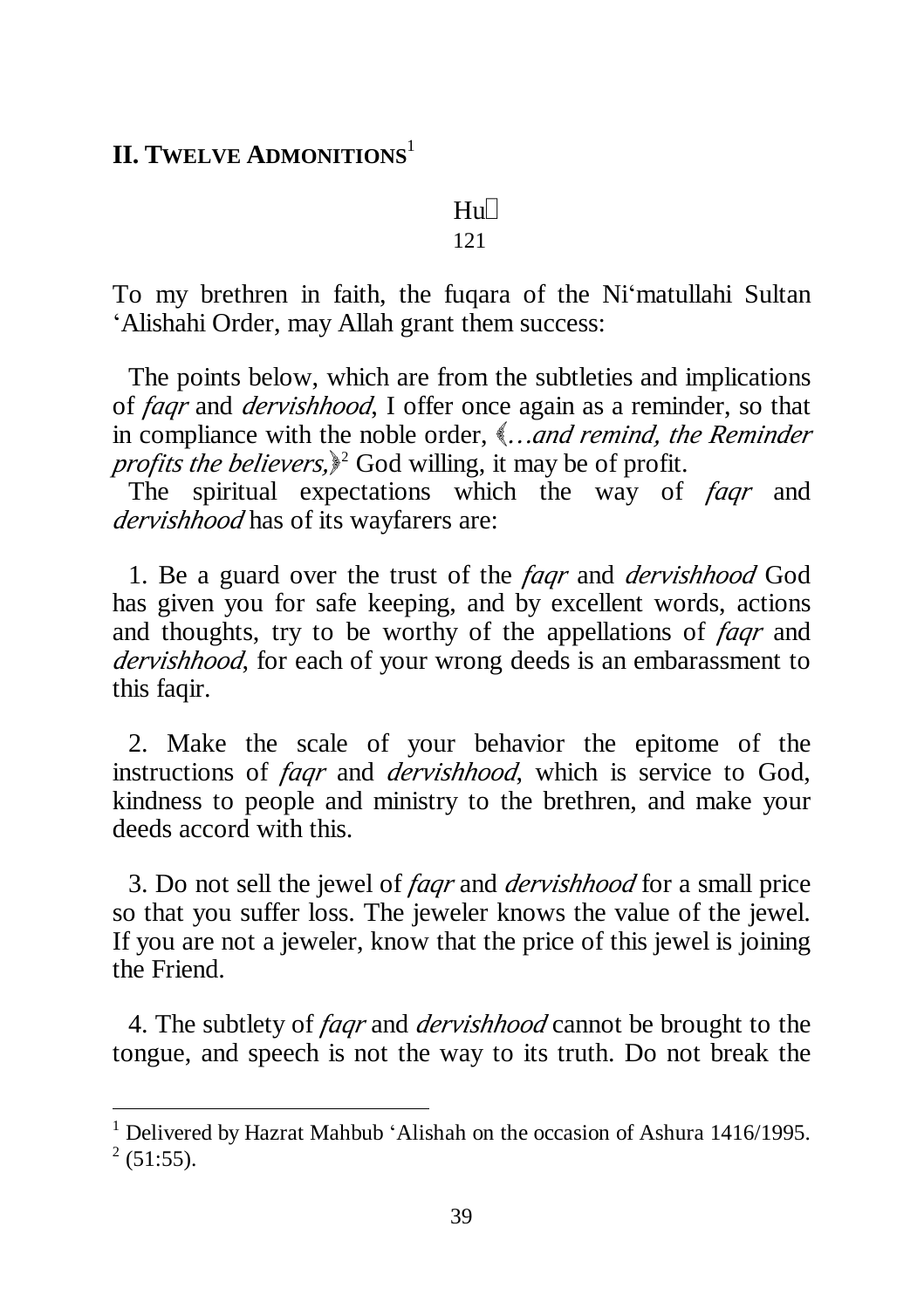## II. Twelve Admonitions[1]

Hu

121

To my brethren in faith, the fuqara of the Ni'matullahi Sultan 'Alishahi Order, may Allah grant them success:

The points below, which are from the subtleties and implications of *faqr* and *dervishhood*, I offer once again as a reminder, so that in compliance with the noble order, ﴿*…and remind, the Reminder profits the believers,*﴾[2] God willing, it may be of profit.

The spiritual expectations which the way of *faqr* and *dervishhood* has of its wayfarers are:

1. Be a guard over the trust of the *faqr* and *dervishhood* God has given you for safe keeping, and by excellent words, actions and thoughts, try to be worthy of the appellations of *faqr* and *dervishhood*, for each of your wrong deeds is an embarassment to this faqir.

2. Make the scale of your behavior the epitome of the instructions of *faqr* and *dervishhood*, which is service to God, kindness to people and ministry to the brethren, and make your deeds accord with this.

3. Do not sell the jewel of *faqr* and *dervishhood* for a small price so that you suffer loss. The jeweler knows the value of the jewel. If you are not a jeweler, know that the price of this jewel is joining the Friend.

4. The subtlety of *faqr* and *dervishhood* cannot be brought to the tongue, and speech is not the way to its truth. Do not break the

---

[1] Delivered by Hazrat Mahbub 'Alishah on the occasion of Ashura 1416/1995.

[2] (51:55).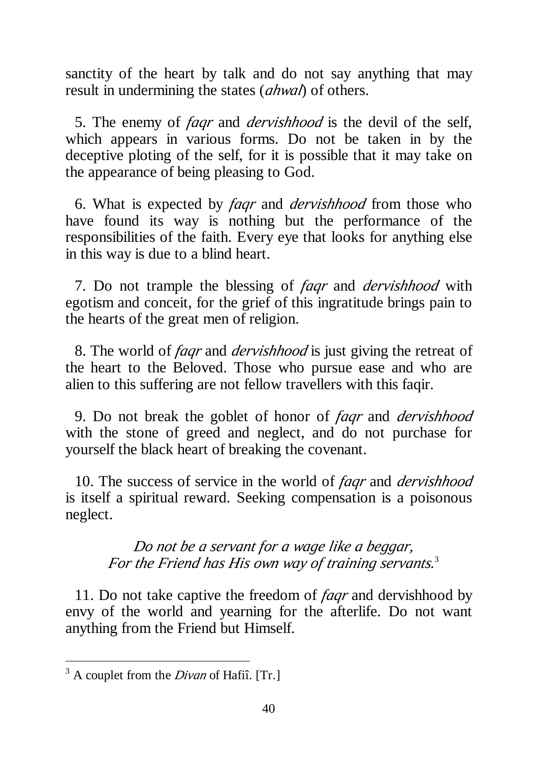sanctity of the heart by talk and do not say anything that may result in undermining the states (*ahwal*) of others.

5. The enemy of *faqr* and *dervishhood* is the devil of the self, which appears in various forms. Do not be taken in by the deceptive ploting of the self, for it is possible that it may take on the appearance of being pleasing to God.

6. What is expected by *faqr* and *dervishhood* from those who have found its way is nothing but the performance of the responsibilities of the faith. Every eye that looks for anything else in this way is due to a blind heart.

7. Do not trample the blessing of *faqr* and *dervishhood* with egotism and conceit, for the grief of this ingratitude brings pain to the hearts of the great men of religion.

8. The world of *faqr* and *dervishhood* is just giving the retreat of the heart to the Beloved. Those who pursue ease and who are alien to this suffering are not fellow travellers with this faqir.

9. Do not break the goblet of honor of *faqr* and *dervishhood* with the stone of greed and neglect, and do not purchase for yourself the black heart of breaking the covenant.

10. The success of service in the world of *faqr* and *dervishhood* is itself a spiritual reward. Seeking compensation is a poisonous neglect.

*Do not be a servant for a wage like a beggar,*
*For the Friend has His own way of training servants.*[3]

11. Do not take captive the freedom of *faqr* and dervishhood by envy of the world and yearning for the afterlife. Do not want anything from the Friend but Himself.

---

[3] A couplet from the *Divan* of Hafiî. [Tr.]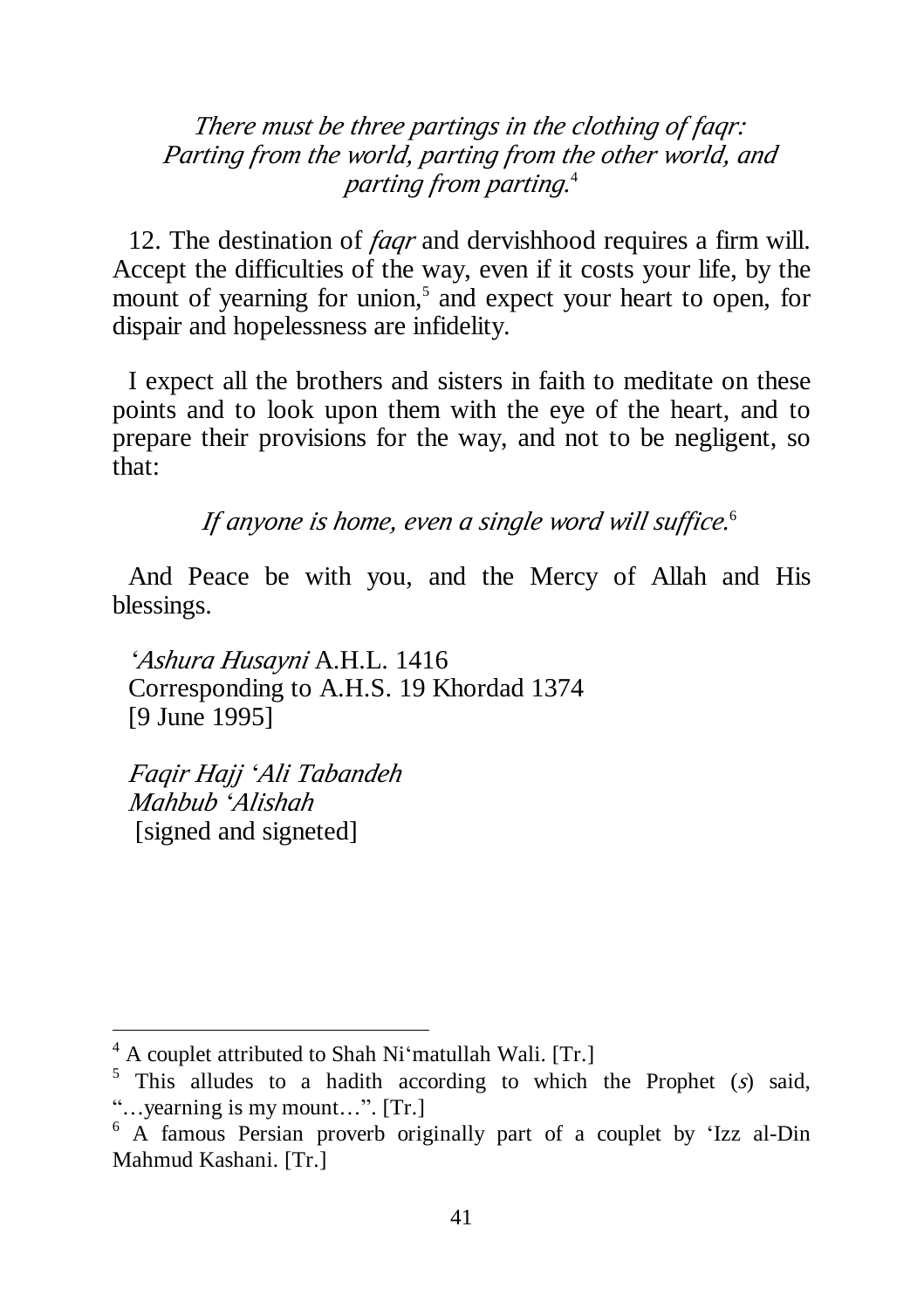*There must be three partings in the clothing of faqr:*
*Parting from the world, parting from the other world, and parting from parting.*[4]

12. The destination of *faqr* and dervishhood requires a firm will. Accept the difficulties of the way, even if it costs your life, by the mount of yearning for union,[5] and expect your heart to open, for dispair and hopelessness are infidelity.

I expect all the brothers and sisters in faith to meditate on these points and to look upon them with the eye of the heart, and to prepare their provisions for the way, and not to be negligent, so that:

*If anyone is home, even a single word will suffice.*[6]

And Peace be with you, and the Mercy of Allah and His blessings.

*'Ashura Husayni* A.H.L. 1416
Corresponding to A.H.S. 19 Khordad 1374
[9 June 1995]

*Faqir Hajj 'Ali Tabandeh*
*Mahbub 'Alishah*
[signed and signeted]

---

[4] A couplet attributed to Shah Ni'matullah Wali. [Tr.]

[5] This alludes to a hadith according to which the Prophet (*s*) said, "…yearning is my mount…". [Tr.]

[6] A famous Persian proverb originally part of a couplet by 'Izz al-Din Mahmud Kashani. [Tr.]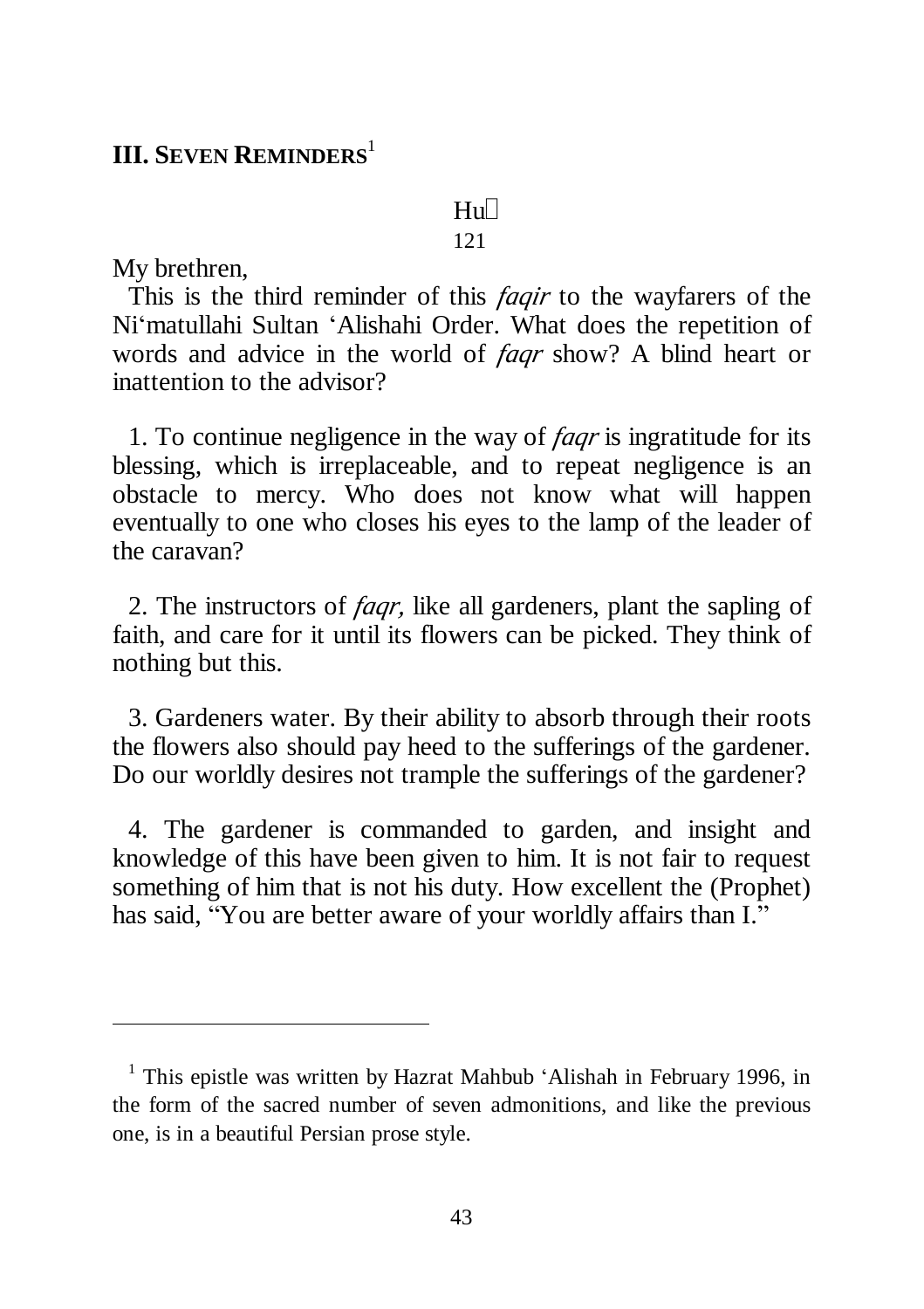## III. Seven Reminders[1]

Hu
121

My brethren,

This is the third reminder of this *faqir* to the wayfarers of the Ni'matullahi Sultan 'Alishahi Order. What does the repetition of words and advice in the world of *faqr* show? A blind heart or inattention to the advisor?

1. To continue negligence in the way of *faqr* is ingratitude for its blessing, which is irreplaceable, and to repeat negligence is an obstacle to mercy. Who does not know what will happen eventually to one who closes his eyes to the lamp of the leader of the caravan?

2. The instructors of *faqr,* like all gardeners, plant the sapling of faith, and care for it until its flowers can be picked. They think of nothing but this.

3. Gardeners water. By their ability to absorb through their roots the flowers also should pay heed to the sufferings of the gardener. Do our worldly desires not trample the sufferings of the gardener?

4. The gardener is commanded to garden, and insight and knowledge of this have been given to him. It is not fair to request something of him that is not his duty. How excellent the (Prophet) has said, "You are better aware of your worldly affairs than I."

---

[1] This epistle was written by Hazrat Mahbub 'Alishah in February 1996, in the form of the sacred number of seven admonitions, and like the previous one, is in a beautiful Persian prose style.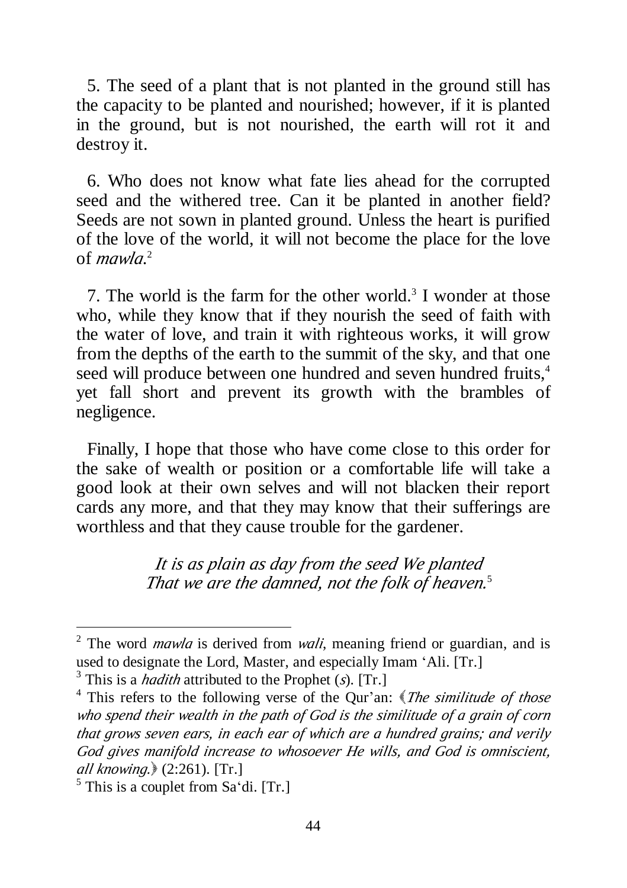5. The seed of a plant that is not planted in the ground still has the capacity to be planted and nourished; however, if it is planted in the ground, but is not nourished, the earth will rot it and destroy it.

6. Who does not know what fate lies ahead for the corrupted seed and the withered tree. Can it be planted in another field? Seeds are not sown in planted ground. Unless the heart is purified of the love of the world, it will not become the place for the love of *mawla*.[2]

7. The world is the farm for the other world.[3] I wonder at those who, while they know that if they nourish the seed of faith with the water of love, and train it with righteous works, it will grow from the depths of the earth to the summit of the sky, and that one seed will produce between one hundred and seven hundred fruits,[4] yet fall short and prevent its growth with the brambles of negligence.

Finally, I hope that those who have come close to this order for the sake of wealth or position or a comfortable life will take a good look at their own selves and will not blacken their report cards any more, and that they may know that their sufferings are worthless and that they cause trouble for the gardener.

> *It is as plain as day from the seed We planted*
> *That we are the damned, not the folk of heaven.*[5]

---

[2] The word *mawla* is derived from *wali*, meaning friend or guardian, and is used to designate the Lord, Master, and especially Imam ‘Ali. [Tr.]

[3] This is a *hadith* attributed to the Prophet (*s*). [Tr.]

[4] This refers to the following verse of the Qur’an: ﴾*The similitude of those who spend their wealth in the path of God is the similitude of a grain of corn that grows seven ears, in each ear of which are a hundred grains; and verily God gives manifold increase to whosoever He wills, and God is omniscient, all knowing.*﴿ (2:261). [Tr.]

[5] This is a couplet from Sa‘di. [Tr.]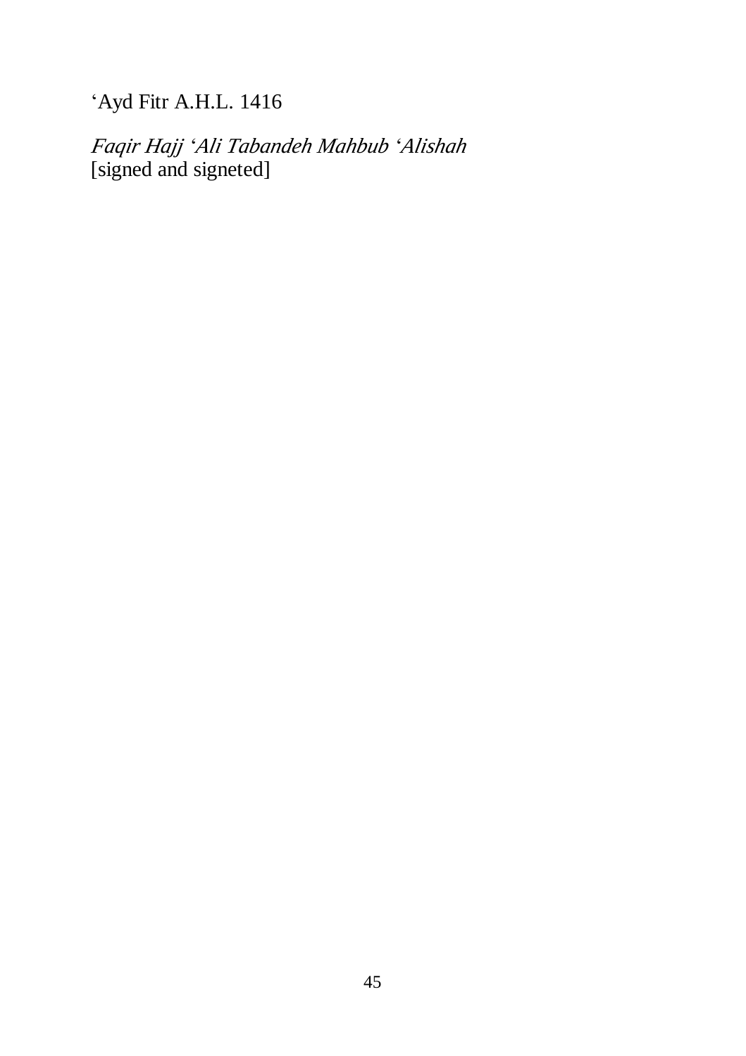‘Ayd Fitr A.H.L. 1416

*Faqir Hajj ‘Ali Tabandeh Mahbub ‘Alishah*
[signed and signeted]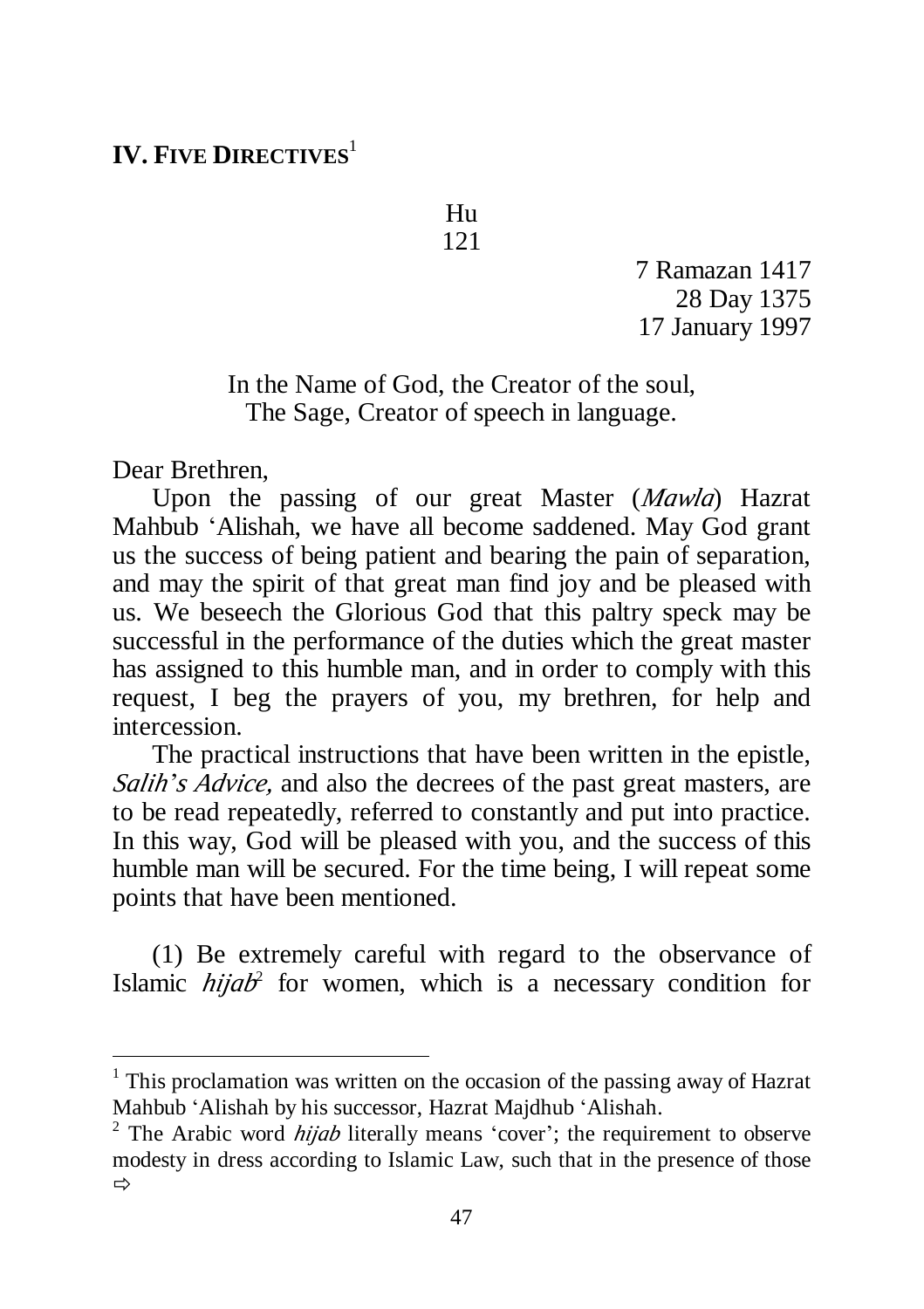## IV. Five Directives[1]

Hu
121

7 Ramazan 1417
28 Day 1375
17 January 1997

In the Name of God, the Creator of the soul,
The Sage, Creator of speech in language.

Dear Brethren,

Upon the passing of our great Master (*Mawla*) Hazrat Mahbub 'Alishah, we have all become saddened. May God grant us the success of being patient and bearing the pain of separation, and may the spirit of that great man find joy and be pleased with us. We beseech the Glorious God that this paltry speck may be successful in the performance of the duties which the great master has assigned to this humble man, and in order to comply with this request, I beg the prayers of you, my brethren, for help and intercession.

The practical instructions that have been written in the epistle, *Salih's Advice,* and also the decrees of the past great masters, are to be read repeatedly, referred to constantly and put into practice. In this way, God will be pleased with you, and the success of this humble man will be secured. For the time being, I will repeat some points that have been mentioned.

(1) Be extremely careful with regard to the observance of Islamic *hijab*[2] for women, which is a necessary condition for

---

[1] This proclamation was written on the occasion of the passing away of Hazrat Mahbub 'Alishah by his successor, Hazrat Majdhub 'Alishah.

[2] The Arabic word *hijab* literally means 'cover'; the requirement to observe modesty in dress according to Islamic Law, such that in the presence of those ⇨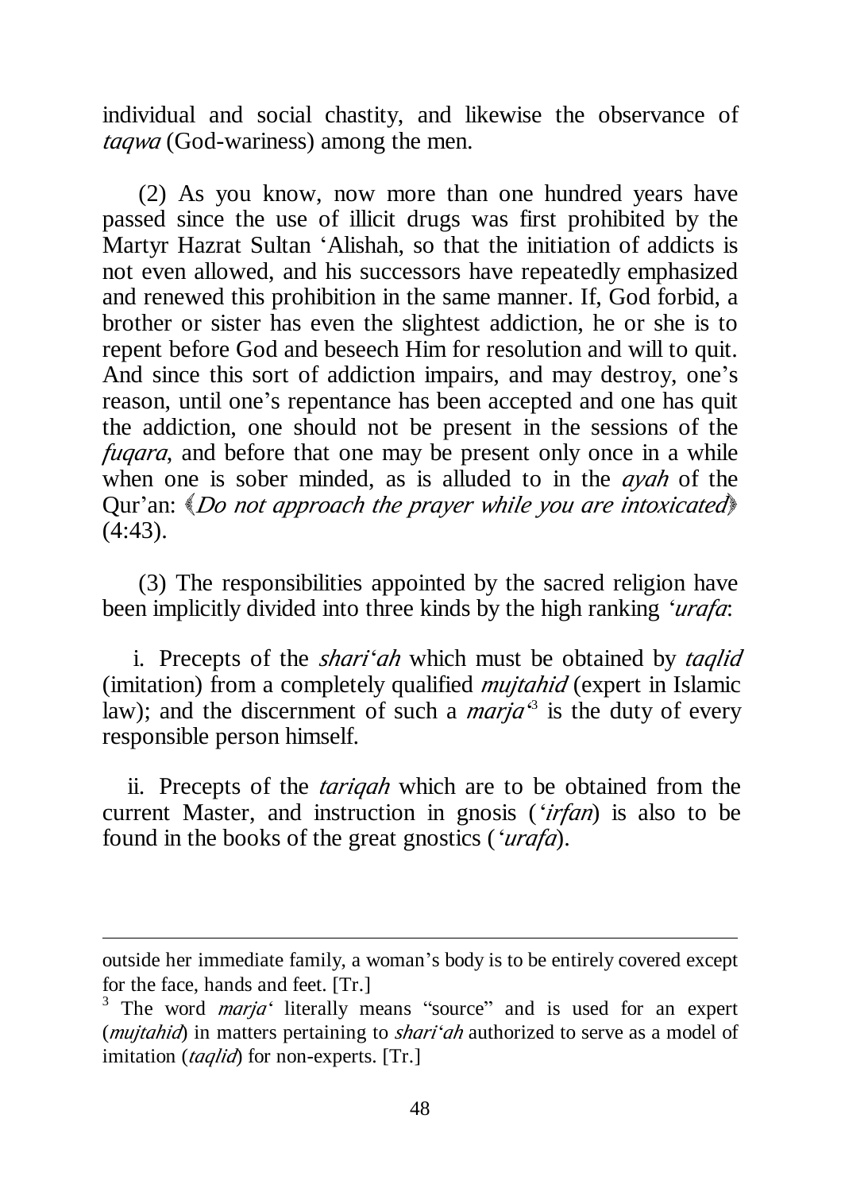individual and social chastity, and likewise the observance of *taqwa* (God-wariness) among the men.

(2) As you know, now more than one hundred years have passed since the use of illicit drugs was first prohibited by the Martyr Hazrat Sultan ʻAlishah, so that the initiation of addicts is not even allowed, and his successors have repeatedly emphasized and renewed this prohibition in the same manner. If, God forbid, a brother or sister has even the slightest addiction, he or she is to repent before God and beseech Him for resolution and will to quit. And since this sort of addiction impairs, and may destroy, one's reason, until one's repentance has been accepted and one has quit the addiction, one should not be present in the sessions of the *fuqara*, and before that one may be present only once in a while when one is sober minded, as is alluded to in the *ayah* of the Qur'an: ﴾*Do not approach the prayer while you are intoxicated*﴿ (4:43).

(3) The responsibilities appointed by the sacred religion have been implicitly divided into three kinds by the high ranking *ʻurafa*:

i. Precepts of the *shariʻah* which must be obtained by *taqlid* (imitation) from a completely qualified *mujtahid* (expert in Islamic law); and the discernment of such a *marjaʻ*[3] is the duty of every responsible person himself.

ii. Precepts of the *tariqah* which are to be obtained from the current Master, and instruction in gnosis (*ʻirfan*) is also to be found in the books of the great gnostics (*ʻurafa*).

---

outside her immediate family, a woman's body is to be entirely covered except for the face, hands and feet. [Tr.]

[3] The word *marjaʻ* literally means "source" and is used for an expert (*mujtahid*) in matters pertaining to *shariʻah* authorized to serve as a model of imitation (*taqlid*) for non-experts. [Tr.]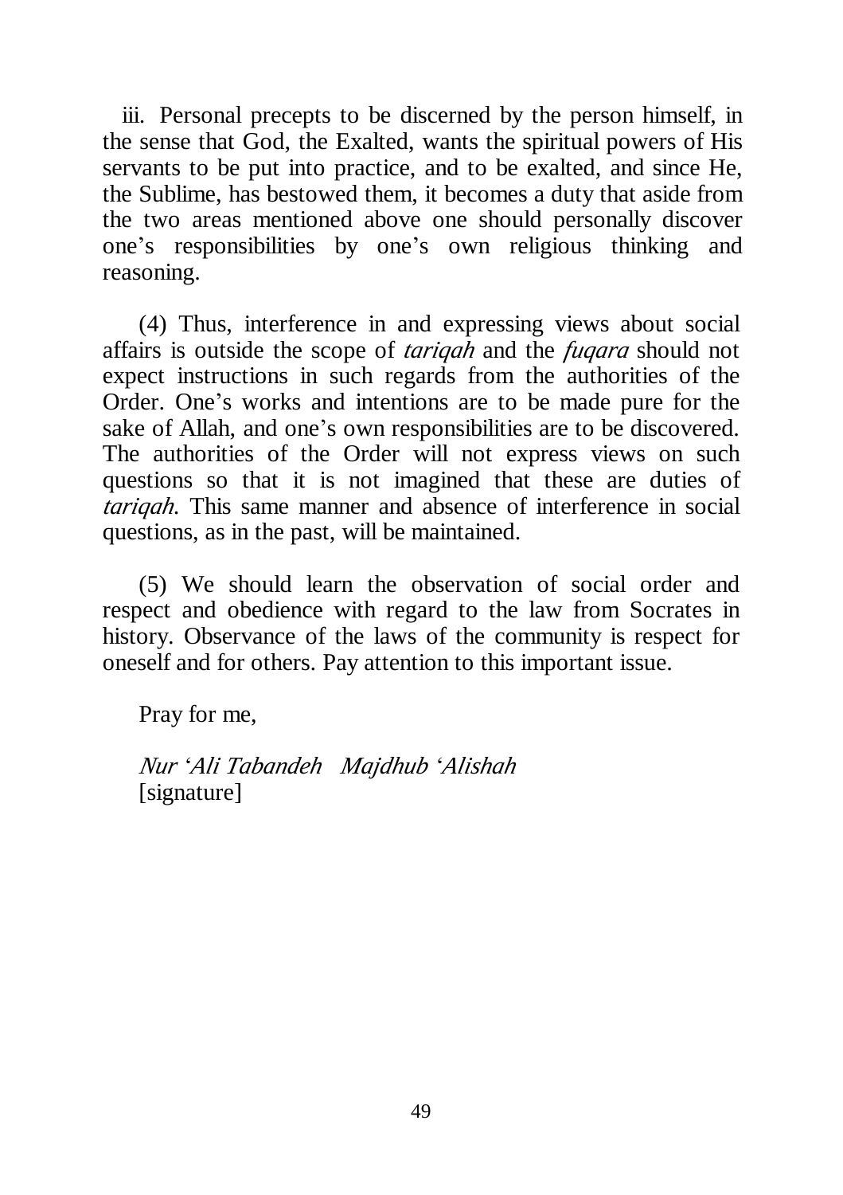iii. Personal precepts to be discerned by the person himself, in the sense that God, the Exalted, wants the spiritual powers of His servants to be put into practice, and to be exalted, and since He, the Sublime, has bestowed them, it becomes a duty that aside from the two areas mentioned above one should personally discover one's responsibilities by one's own religious thinking and reasoning.

(4) Thus, interference in and expressing views about social affairs is outside the scope of *tariqah* and the *fuqara* should not expect instructions in such regards from the authorities of the Order. One's works and intentions are to be made pure for the sake of Allah, and one's own responsibilities are to be discovered. The authorities of the Order will not express views on such questions so that it is not imagined that these are duties of *tariqah*. This same manner and absence of interference in social questions, as in the past, will be maintained.

(5) We should learn the observation of social order and respect and obedience with regard to the law from Socrates in history. Observance of the laws of the community is respect for oneself and for others. Pay attention to this important issue.

Pray for me,

*Nur 'Ali Tabandeh Majdhub 'Alishah*
[signature]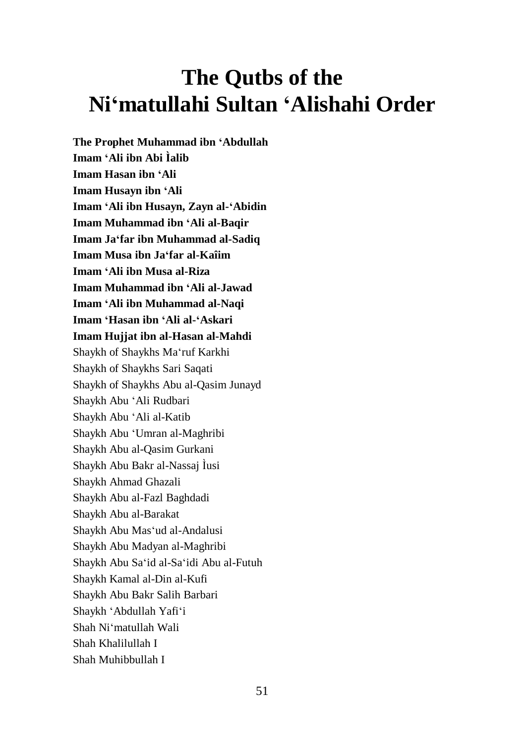# The Qutbs of the Ni'matullahi Sultan 'Alishahi Order

**The Prophet Muhammad ibn 'Abdullah**
**Imam 'Ali ibn Abi Ìalib**
**Imam Hasan ibn 'Ali**
**Imam Husayn ibn 'Ali**
**Imam 'Ali ibn Husayn, Zayn al-'Abidin**
**Imam Muhammad ibn 'Ali al-Baqir**
**Imam Ja'far ibn Muhammad al-Sadiq**
**Imam Musa ibn Ja'far al-Kaîim**
**Imam 'Ali ibn Musa al-Riza**
**Imam Muhammad ibn 'Ali al-Jawad**
**Imam 'Ali ibn Muhammad al-Naqi**
**Imam 'Hasan ibn 'Ali al-'Askari**
**Imam Hujjat ibn al-Hasan al-Mahdi**
Shaykh of Shaykhs Ma'ruf Karkhi
Shaykh of Shaykhs Sari Saqati
Shaykh of Shaykhs Abu al-Qasim Junayd
Shaykh Abu 'Ali Rudbari
Shaykh Abu 'Ali al-Katib
Shaykh Abu 'Umran al-Maghribi
Shaykh Abu al-Qasim Gurkani
Shaykh Abu Bakr al-Nassaj Ìusi
Shaykh Ahmad Ghazali
Shaykh Abu al-Fazl Baghdadi
Shaykh Abu al-Barakat
Shaykh Abu Mas'ud al-Andalusi
Shaykh Abu Madyan al-Maghribi
Shaykh Abu Sa'id al-Sa'idi Abu al-Futuh
Shaykh Kamal al-Din al-Kufi
Shaykh Abu Bakr Salih Barbari
Shaykh 'Abdullah Yafi'i
Shah Ni'matullah Wali
Shah Khalilullah I
Shah Muhibbullah I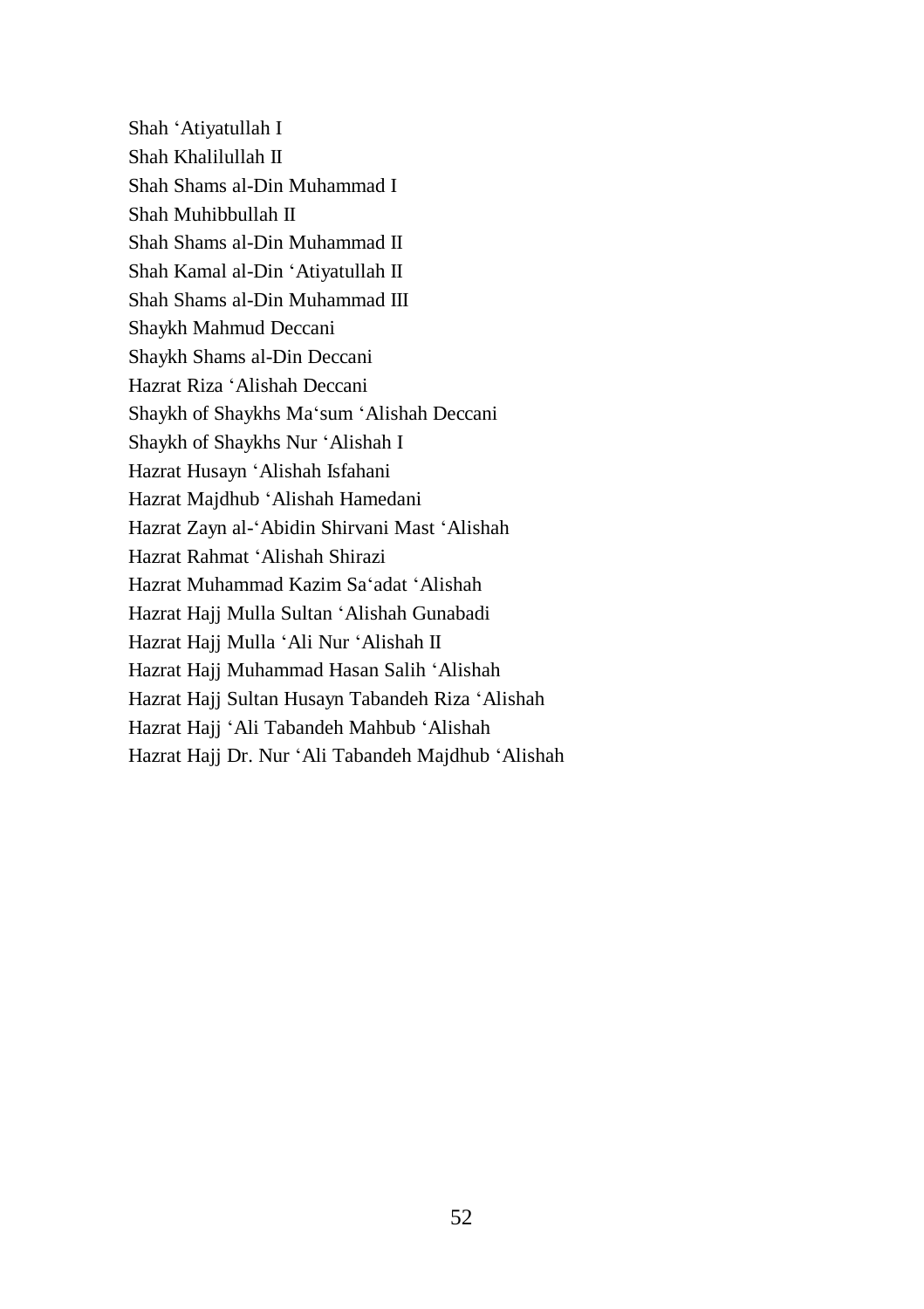Shah ‘Atiyatullah I

Shah Khalilullah II

Shah Shams al-Din Muhammad I

Shah Muhibbullah II

Shah Shams al-Din Muhammad II

Shah Kamal al-Din ‘Atiyatullah II

Shah Shams al-Din Muhammad III

Shaykh Mahmud Deccani

Shaykh Shams al-Din Deccani

Hazrat Riza ‘Alishah Deccani

Shaykh of Shaykhs Ma‘sum ‘Alishah Deccani

Shaykh of Shaykhs Nur ‘Alishah I

Hazrat Husayn ‘Alishah Isfahani

Hazrat Majdhub ‘Alishah Hamedani

Hazrat Zayn al-‘Abidin Shirvani Mast ‘Alishah

Hazrat Rahmat ‘Alishah Shirazi

Hazrat Muhammad Kazim Sa‘adat ‘Alishah

Hazrat Hajj Mulla Sultan ‘Alishah Gunabadi

Hazrat Hajj Mulla ‘Ali Nur ‘Alishah II

Hazrat Hajj Muhammad Hasan Salih ‘Alishah

Hazrat Hajj Sultan Husayn Tabandeh Riza ‘Alishah

Hazrat Hajj ‘Ali Tabandeh Mahbub ‘Alishah

Hazrat Hajj Dr. Nur ‘Ali Tabandeh Majdhub ‘Alishah